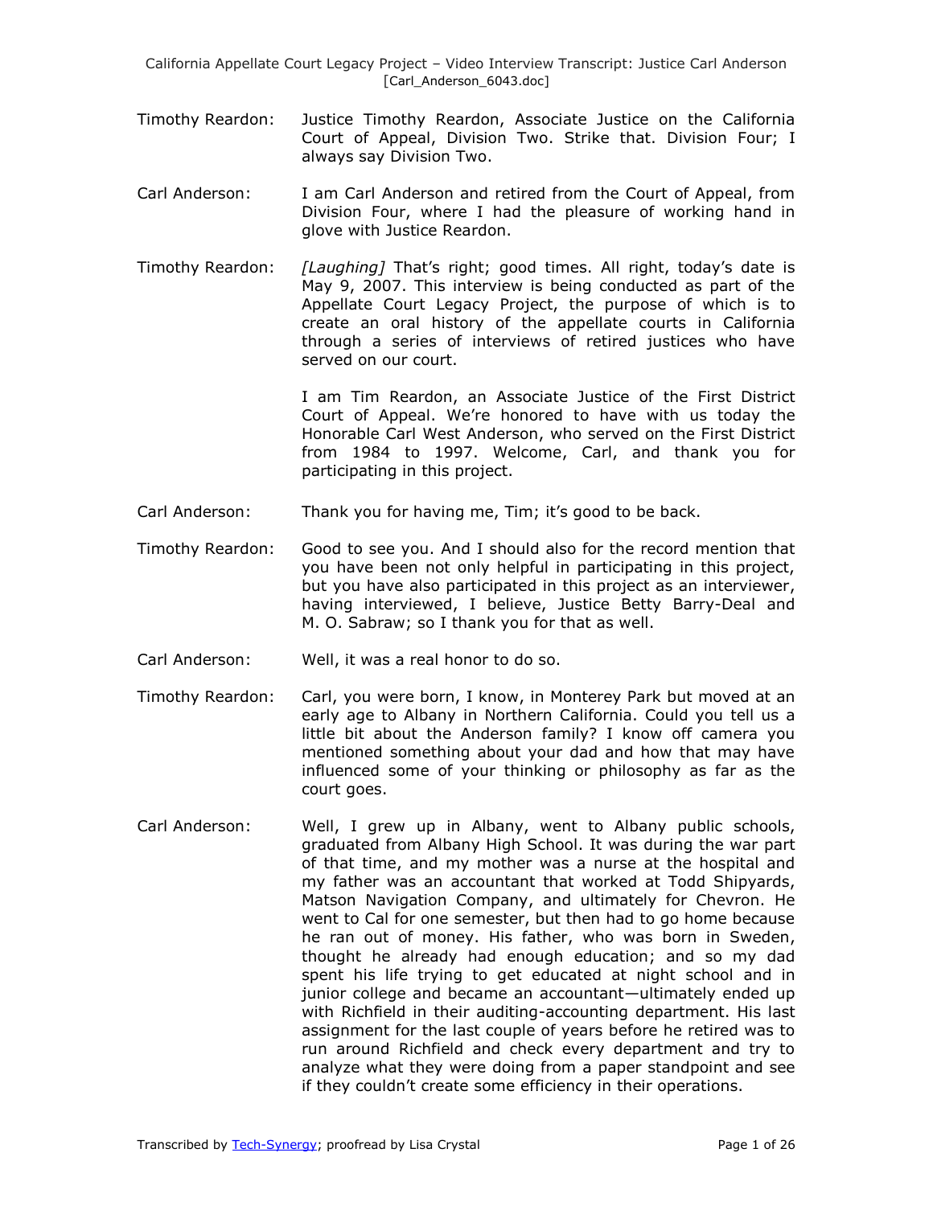Timothy Reardon: Justice Timothy Reardon, Associate Justice on the California Court of Appeal, Division Two. Strike that. Division Four; I always say Division Two.

Carl Anderson: I am Carl Anderson and retired from the Court of Appeal, from Division Four, where I had the pleasure of working hand in glove with Justice Reardon.

Timothy Reardon: *[Laughing]* That's right; good times. All right, today's date is May 9, 2007. This interview is being conducted as part of the Appellate Court Legacy Project, the purpose of which is to create an oral history of the appellate courts in California through a series of interviews of retired justices who have served on our court.

I am Tim Reardon, an Associate Justice of the First District Court of Appeal. We're honored to have with us today the Honorable Carl West Anderson, who served on the First District from 1984 to 1997. Welcome, Carl, and thank you for participating in this project.

Carl Anderson: Thank you for having me, Tim; it's good to be back.

Timothy Reardon: Good to see you. And I should also for the record mention that you have been not only helpful in participating in this project, but you have also participated in this project as an interviewer, having interviewed, I believe, Justice Betty Barry-Deal and M. O. Sabraw; so I thank you for that as well.

Carl Anderson: Well, it was a real honor to do so.

Timothy Reardon: Carl, you were born, I know, in Monterey Park but moved at an early age to Albany in Northern California. Could you tell us a little bit about the Anderson family? I know off camera you mentioned something about your dad and how that may have influenced some of your thinking or philosophy as far as the court goes.

Carl Anderson: Well, I grew up in Albany, went to Albany public schools, graduated from Albany High School. It was during the war part of that time, and my mother was a nurse at the hospital and my father was an accountant that worked at Todd Shipyards, Matson Navigation Company, and ultimately for Chevron. He went to Cal for one semester, but then had to go home because he ran out of money. His father, who was born in Sweden, thought he already had enough education; and so my dad spent his life trying to get educated at night school and in junior college and became an accountant—ultimately ended up with Richfield in their auditing-accounting department. His last assignment for the last couple of years before he retired was to run around Richfield and check every department and try to analyze what they were doing from a paper standpoint and see if they couldn't create some efficiency in their operations.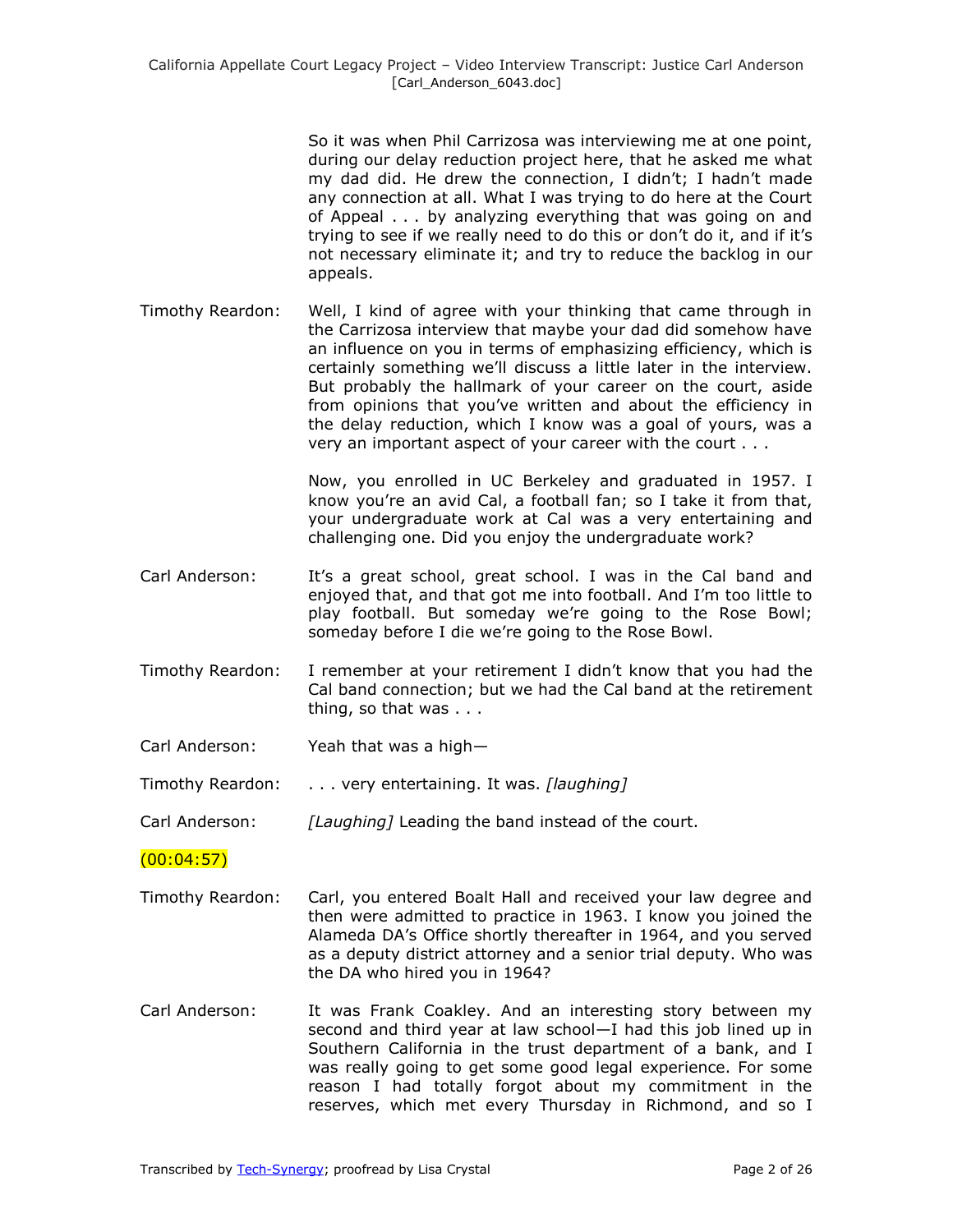So it was when Phil Carrizosa was interviewing me at one point, during our delay reduction project here, that he asked me what my dad did. He drew the connection, I didn't; I hadn't made any connection at all. What I was trying to do here at the Court of Appeal . . . by analyzing everything that was going on and trying to see if we really need to do this or don't do it, and if it's not necessary eliminate it; and try to reduce the backlog in our appeals.

Timothy Reardon: Well, I kind of agree with your thinking that came through in the Carrizosa interview that maybe your dad did somehow have an influence on you in terms of emphasizing efficiency, which is certainly something we'll discuss a little later in the interview. But probably the hallmark of your career on the court, aside from opinions that you've written and about the efficiency in the delay reduction, which I know was a goal of yours, was a very an important aspect of your career with the court . . .

Now, you enrolled in UC Berkeley and graduated in 1957. I know you're an avid Cal, a football fan; so I take it from that, your undergraduate work at Cal was a very entertaining and challenging one. Did you enjoy the undergraduate work?

Carl Anderson: It's a great school, great school. I was in the Cal band and enjoyed that, and that got me into football. And I'm too little to play football. But someday we're going to the Rose Bowl; someday before I die we're going to the Rose Bowl.

Timothy Reardon: I remember at your retirement I didn't know that you had the Cal band connection; but we had the Cal band at the retirement thing, so that was . . .

Carl Anderson: Yeah that was a high—

Timothy Reardon: . . . very entertaining. It was. *[laughing]*

Carl Anderson: *[Laughing]* Leading the band instead of the court.

(00:04:57)

Timothy Reardon: Carl, you entered Boalt Hall and received your law degree and then were admitted to practice in 1963. I know you joined the Alameda DA's Office shortly thereafter in 1964, and you served as a deputy district attorney and a senior trial deputy. Who was the DA who hired you in 1964?

Carl Anderson: It was Frank Coakley. And an interesting story between my second and third year at law school—I had this job lined up in Southern California in the trust department of a bank, and I was really going to get some good legal experience. For some reason I had totally forgot about my commitment in the reserves, which met every Thursday in Richmond, and so I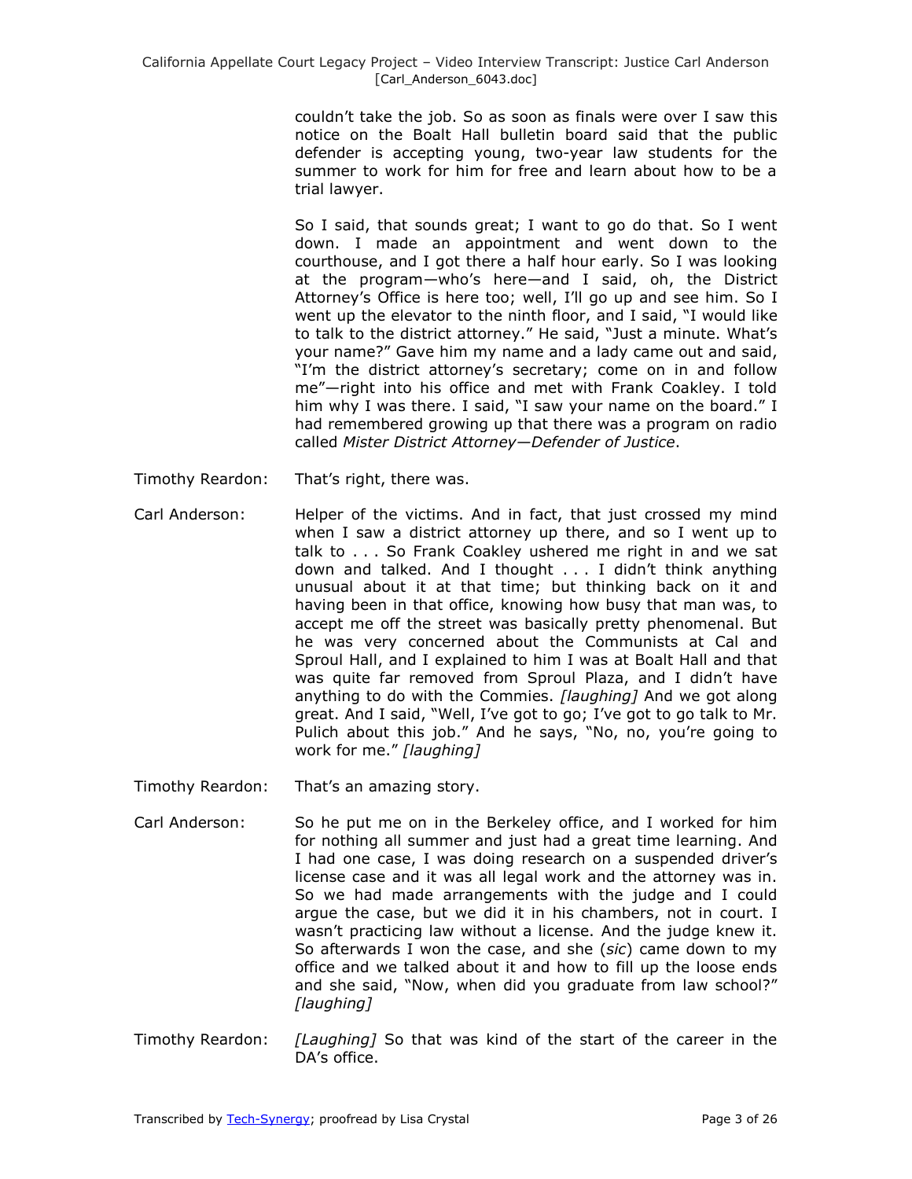couldn't take the job. So as soon as finals were over I saw this notice on the Boalt Hall bulletin board said that the public defender is accepting young, two-year law students for the summer to work for him for free and learn about how to be a trial lawyer.

So I said, that sounds great; I want to go do that. So I went down. I made an appointment and went down to the courthouse, and I got there a half hour early. So I was looking at the program—who's here—and I said, oh, the District Attorney's Office is here too; well, I'll go up and see him. So I went up the elevator to the ninth floor, and I said, "I would like to talk to the district attorney." He said, "Just a minute. What's your name?" Gave him my name and a lady came out and said, "I'm the district attorney's secretary; come on in and follow me"—right into his office and met with Frank Coakley. I told him why I was there. I said, "I saw your name on the board." I had remembered growing up that there was a program on radio called *Mister District Attorney—Defender of Justice*.

Timothy Reardon: That's right, there was.

Carl Anderson: Helper of the victims. And in fact, that just crossed my mind when I saw a district attorney up there, and so I went up to talk to . . . So Frank Coakley ushered me right in and we sat down and talked. And I thought . . . I didn't think anything unusual about it at that time; but thinking back on it and having been in that office, knowing how busy that man was, to accept me off the street was basically pretty phenomenal. But he was very concerned about the Communists at Cal and Sproul Hall, and I explained to him I was at Boalt Hall and that was quite far removed from Sproul Plaza, and I didn't have anything to do with the Commies. *[laughing]* And we got along great. And I said, "Well, I've got to go; I've got to go talk to Mr. Pulich about this job." And he says, "No, no, you're going to work for me." *[laughing]*

Timothy Reardon: That's an amazing story.

Carl Anderson: So he put me on in the Berkeley office, and I worked for him for nothing all summer and just had a great time learning. And I had one case, I was doing research on a suspended driver's license case and it was all legal work and the attorney was in. So we had made arrangements with the judge and I could argue the case, but we did it in his chambers, not in court. I wasn't practicing law without a license. And the judge knew it. So afterwards I won the case, and she (*sic*) came down to my office and we talked about it and how to fill up the loose ends and she said, "Now, when did you graduate from law school?" *[laughing]*

Timothy Reardon: *[Laughing]* So that was kind of the start of the career in the DA's office.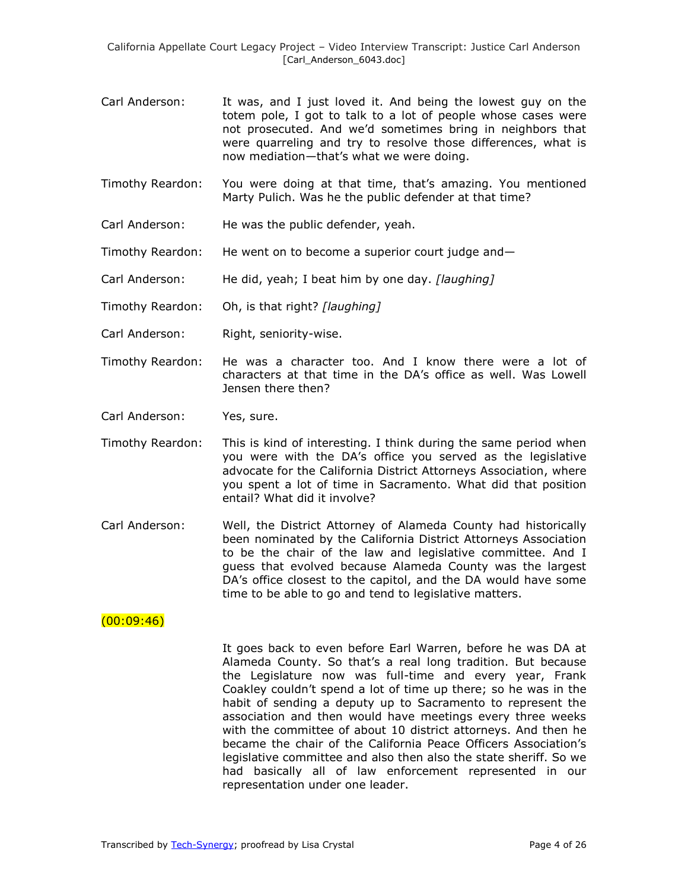Carl Anderson: It was, and I just loved it. And being the lowest guy on the totem pole, I got to talk to a lot of people whose cases were not prosecuted. And we'd sometimes bring in neighbors that were quarreling and try to resolve those differences, what is now mediation—that's what we were doing.

Timothy Reardon: You were doing at that time, that's amazing. You mentioned Marty Pulich. Was he the public defender at that time?

Carl Anderson: He was the public defender, yeah.

Timothy Reardon: He went on to become a superior court judge and—

Carl Anderson: He did, yeah; I beat him by one day. *[laughing]*

Timothy Reardon: Oh, is that right? *[laughing]*

Carl Anderson: Right, seniority-wise.

Timothy Reardon: He was a character too. And I know there were a lot of characters at that time in the DA's office as well. Was Lowell Jensen there then?

Carl Anderson: Yes, sure.

Timothy Reardon: This is kind of interesting. I think during the same period when you were with the DA's office you served as the legislative advocate for the California District Attorneys Association, where you spent a lot of time in Sacramento. What did that position entail? What did it involve?

Carl Anderson: Well, the District Attorney of Alameda County had historically been nominated by the California District Attorneys Association to be the chair of the law and legislative committee. And I guess that evolved because Alameda County was the largest DA's office closest to the capitol, and the DA would have some time to be able to go and tend to legislative matters.

(00:09:46)

It goes back to even before Earl Warren, before he was DA at Alameda County. So that's a real long tradition. But because the Legislature now was full-time and every year, Frank Coakley couldn't spend a lot of time up there; so he was in the habit of sending a deputy up to Sacramento to represent the association and then would have meetings every three weeks with the committee of about 10 district attorneys. And then he became the chair of the California Peace Officers Association's legislative committee and also then also the state sheriff. So we had basically all of law enforcement represented in our representation under one leader.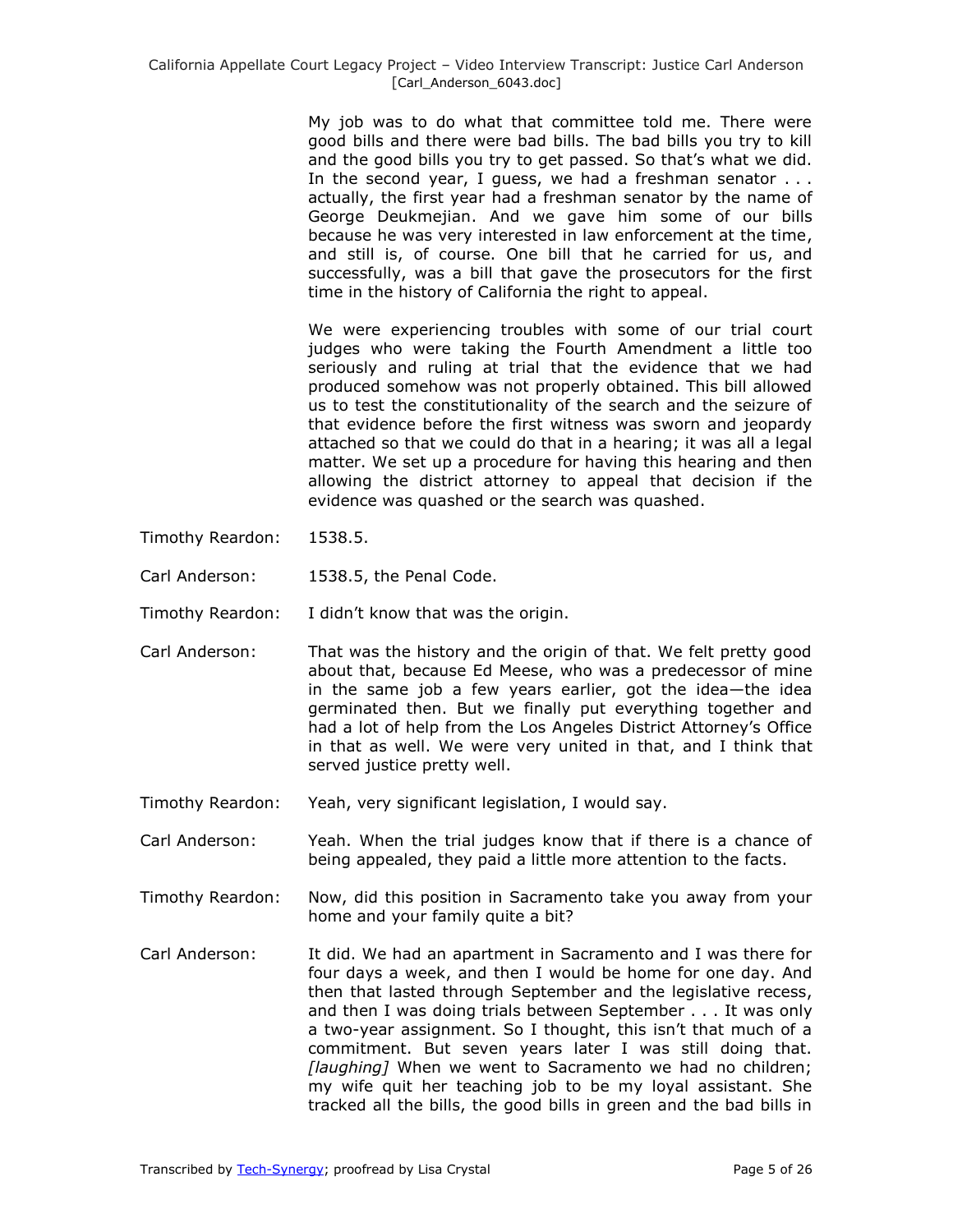My job was to do what that committee told me. There were good bills and there were bad bills. The bad bills you try to kill and the good bills you try to get passed. So that's what we did. In the second year, I guess, we had a freshman senator . . . actually, the first year had a freshman senator by the name of George Deukmejian. And we gave him some of our bills because he was very interested in law enforcement at the time, and still is, of course. One bill that he carried for us, and successfully, was a bill that gave the prosecutors for the first time in the history of California the right to appeal.

We were experiencing troubles with some of our trial court judges who were taking the Fourth Amendment a little too seriously and ruling at trial that the evidence that we had produced somehow was not properly obtained. This bill allowed us to test the constitutionality of the search and the seizure of that evidence before the first witness was sworn and jeopardy attached so that we could do that in a hearing; it was all a legal matter. We set up a procedure for having this hearing and then allowing the district attorney to appeal that decision if the evidence was quashed or the search was quashed.

Timothy Reardon: 1538.5.

Carl Anderson: 1538.5, the Penal Code.

Timothy Reardon: I didn't know that was the origin.

Carl Anderson: That was the history and the origin of that. We felt pretty good about that, because Ed Meese, who was a predecessor of mine in the same job a few years earlier, got the idea—the idea germinated then. But we finally put everything together and had a lot of help from the Los Angeles District Attorney's Office in that as well. We were very united in that, and I think that served justice pretty well.

Timothy Reardon: Yeah, very significant legislation, I would say.

Carl Anderson: Yeah. When the trial judges know that if there is a chance of being appealed, they paid a little more attention to the facts.

Timothy Reardon: Now, did this position in Sacramento take you away from your home and your family quite a bit?

Carl Anderson: It did. We had an apartment in Sacramento and I was there for four days a week, and then I would be home for one day. And then that lasted through September and the legislative recess, and then I was doing trials between September . . . It was only a two-year assignment. So I thought, this isn't that much of a commitment. But seven years later I was still doing that. *[laughing]* When we went to Sacramento we had no children; my wife quit her teaching job to be my loyal assistant. She tracked all the bills, the good bills in green and the bad bills in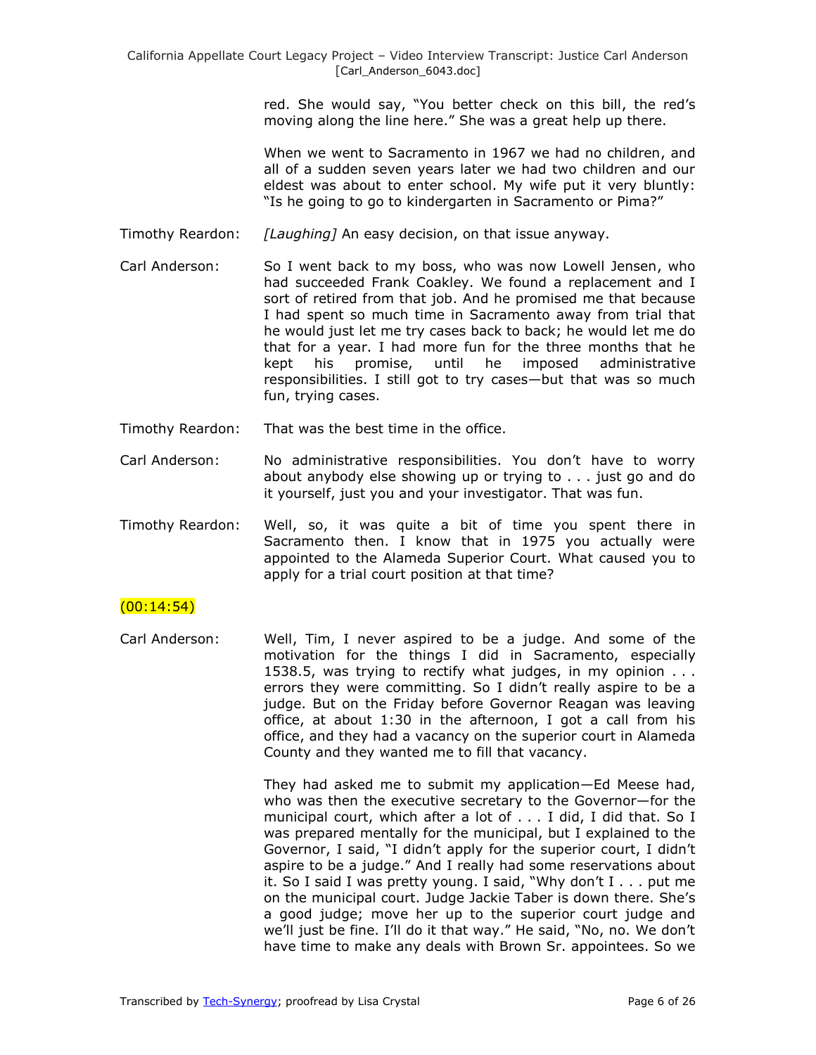red. She would say, "You better check on this bill, the red's moving along the line here." She was a great help up there.

When we went to Sacramento in 1967 we had no children, and all of a sudden seven years later we had two children and our eldest was about to enter school. My wife put it very bluntly: "Is he going to go to kindergarten in Sacramento or Pima?"

Timothy Reardon: *[Laughing]* An easy decision, on that issue anyway.

Carl Anderson: So I went back to my boss, who was now Lowell Jensen, who had succeeded Frank Coakley. We found a replacement and I sort of retired from that job. And he promised me that because I had spent so much time in Sacramento away from trial that he would just let me try cases back to back; he would let me do that for a year. I had more fun for the three months that he kept his promise, until he imposed administrative responsibilities. I still got to try cases—but that was so much fun, trying cases.

Timothy Reardon: That was the best time in the office.

Carl Anderson: No administrative responsibilities. You don't have to worry about anybody else showing up or trying to . . . just go and do it yourself, just you and your investigator. That was fun.

Timothy Reardon: Well, so, it was quite a bit of time you spent there in Sacramento then. I know that in 1975 you actually were appointed to the Alameda Superior Court. What caused you to apply for a trial court position at that time?

(00:14:54)

Carl Anderson: Well, Tim, I never aspired to be a judge. And some of the motivation for the things I did in Sacramento, especially 1538.5, was trying to rectify what judges, in my opinion . . . errors they were committing. So I didn't really aspire to be a judge. But on the Friday before Governor Reagan was leaving office, at about 1:30 in the afternoon, I got a call from his office, and they had a vacancy on the superior court in Alameda County and they wanted me to fill that vacancy.

They had asked me to submit my application—Ed Meese had, who was then the executive secretary to the Governor—for the municipal court, which after a lot of . . . I did, I did that. So I was prepared mentally for the municipal, but I explained to the Governor, I said, "I didn't apply for the superior court, I didn't aspire to be a judge." And I really had some reservations about it. So I said I was pretty young. I said, "Why don't I . . . put me on the municipal court. Judge Jackie Taber is down there. She's a good judge; move her up to the superior court judge and we'll just be fine. I'll do it that way." He said, "No, no. We don't have time to make any deals with Brown Sr. appointees. So we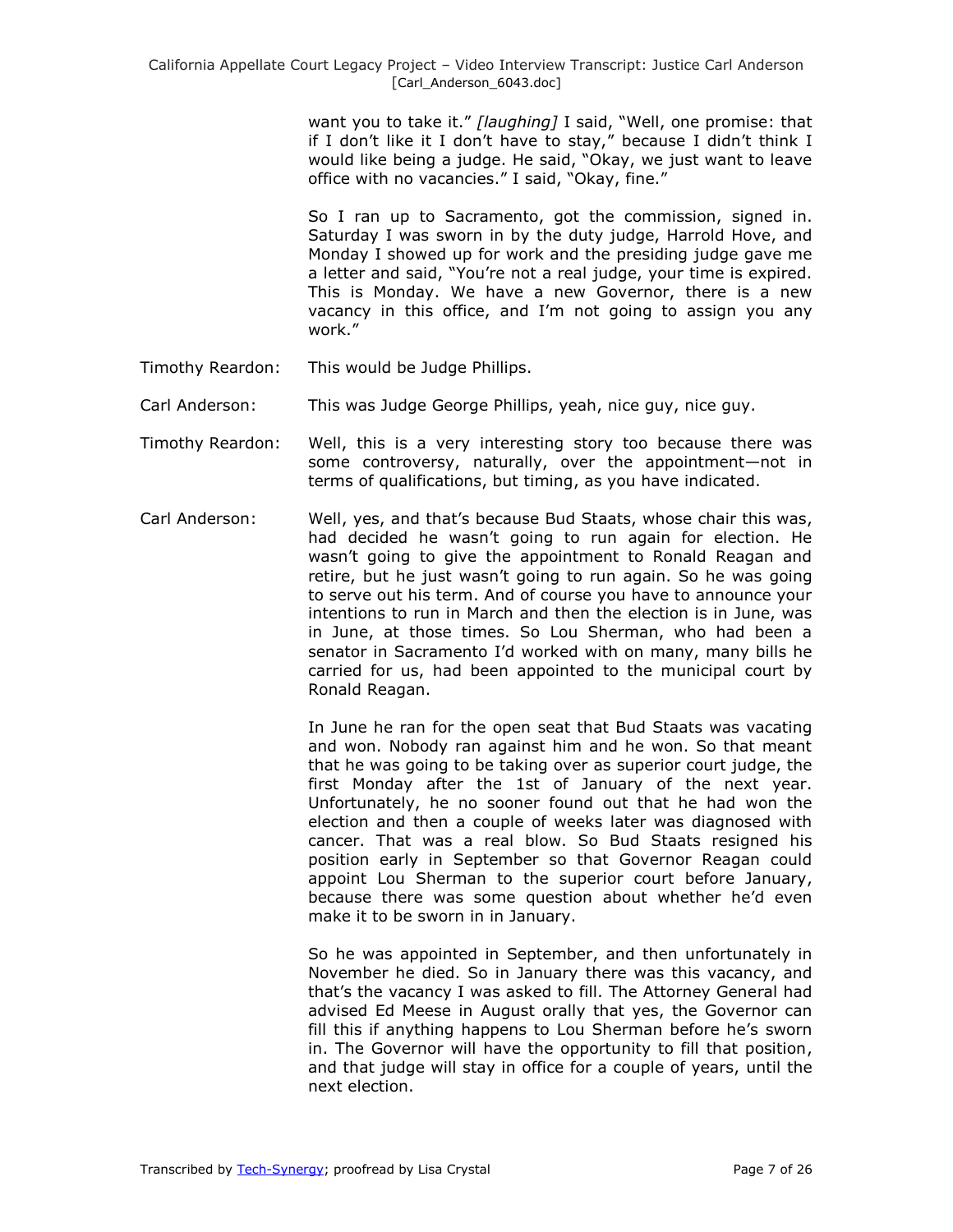want you to take it." *[laughing]* I said, "Well, one promise: that if I don't like it I don't have to stay," because I didn't think I would like being a judge. He said, "Okay, we just want to leave office with no vacancies." I said, "Okay, fine."

So I ran up to Sacramento, got the commission, signed in. Saturday I was sworn in by the duty judge, Harrold Hove, and Monday I showed up for work and the presiding judge gave me a letter and said, "You're not a real judge, your time is expired. This is Monday. We have a new Governor, there is a new vacancy in this office, and I'm not going to assign you any work."

Timothy Reardon: This would be Judge Phillips.

Carl Anderson: This was Judge George Phillips, yeah, nice guy, nice guy.

Timothy Reardon: Well, this is a very interesting story too because there was some controversy, naturally, over the appointment—not in terms of qualifications, but timing, as you have indicated.

Carl Anderson: Well, yes, and that's because Bud Staats, whose chair this was, had decided he wasn't going to run again for election. He wasn't going to give the appointment to Ronald Reagan and retire, but he just wasn't going to run again. So he was going to serve out his term. And of course you have to announce your intentions to run in March and then the election is in June, was in June, at those times. So Lou Sherman, who had been a senator in Sacramento I'd worked with on many, many bills he carried for us, had been appointed to the municipal court by Ronald Reagan.

In June he ran for the open seat that Bud Staats was vacating and won. Nobody ran against him and he won. So that meant that he was going to be taking over as superior court judge, the first Monday after the 1st of January of the next year. Unfortunately, he no sooner found out that he had won the election and then a couple of weeks later was diagnosed with cancer. That was a real blow. So Bud Staats resigned his position early in September so that Governor Reagan could appoint Lou Sherman to the superior court before January, because there was some question about whether he'd even make it to be sworn in in January.

So he was appointed in September, and then unfortunately in November he died. So in January there was this vacancy, and that's the vacancy I was asked to fill. The Attorney General had advised Ed Meese in August orally that yes, the Governor can fill this if anything happens to Lou Sherman before he's sworn in. The Governor will have the opportunity to fill that position, and that judge will stay in office for a couple of years, until the next election.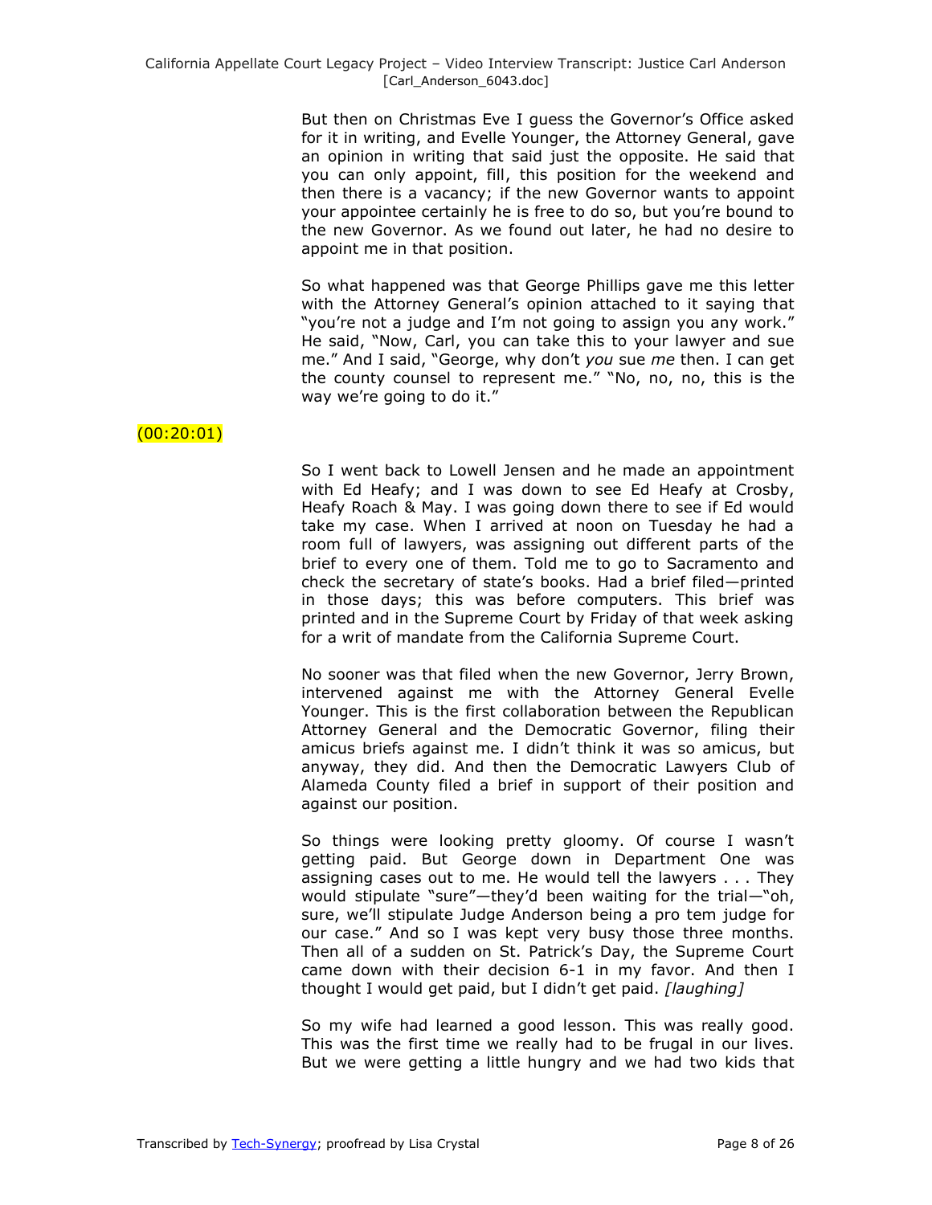But then on Christmas Eve I guess the Governor's Office asked for it in writing, and Evelle Younger, the Attorney General, gave an opinion in writing that said just the opposite. He said that you can only appoint, fill, this position for the weekend and then there is a vacancy; if the new Governor wants to appoint your appointee certainly he is free to do so, but you're bound to the new Governor. As we found out later, he had no desire to appoint me in that position.

So what happened was that George Phillips gave me this letter with the Attorney General's opinion attached to it saying that "you're not a judge and I'm not going to assign you any work." He said, "Now, Carl, you can take this to your lawyer and sue me." And I said, "George, why don't *you* sue *me* then. I can get the county counsel to represent me." "No, no, no, this is the way we're going to do it."

(00:20:01)

So I went back to Lowell Jensen and he made an appointment with Ed Heafy; and I was down to see Ed Heafy at Crosby, Heafy Roach & May. I was going down there to see if Ed would take my case. When I arrived at noon on Tuesday he had a room full of lawyers, was assigning out different parts of the brief to every one of them. Told me to go to Sacramento and check the secretary of state's books. Had a brief filed—printed in those days; this was before computers. This brief was printed and in the Supreme Court by Friday of that week asking for a writ of mandate from the California Supreme Court.

No sooner was that filed when the new Governor, Jerry Brown, intervened against me with the Attorney General Evelle Younger. This is the first collaboration between the Republican Attorney General and the Democratic Governor, filing their amicus briefs against me. I didn't think it was so amicus, but anyway, they did. And then the Democratic Lawyers Club of Alameda County filed a brief in support of their position and against our position.

So things were looking pretty gloomy. Of course I wasn't getting paid. But George down in Department One was assigning cases out to me. He would tell the lawyers . . . They would stipulate "sure"—they'd been waiting for the trial—"oh, sure, we'll stipulate Judge Anderson being a pro tem judge for our case." And so I was kept very busy those three months. Then all of a sudden on St. Patrick's Day, the Supreme Court came down with their decision 6-1 in my favor. And then I thought I would get paid, but I didn't get paid. *[laughing]*

So my wife had learned a good lesson. This was really good. This was the first time we really had to be frugal in our lives. But we were getting a little hungry and we had two kids that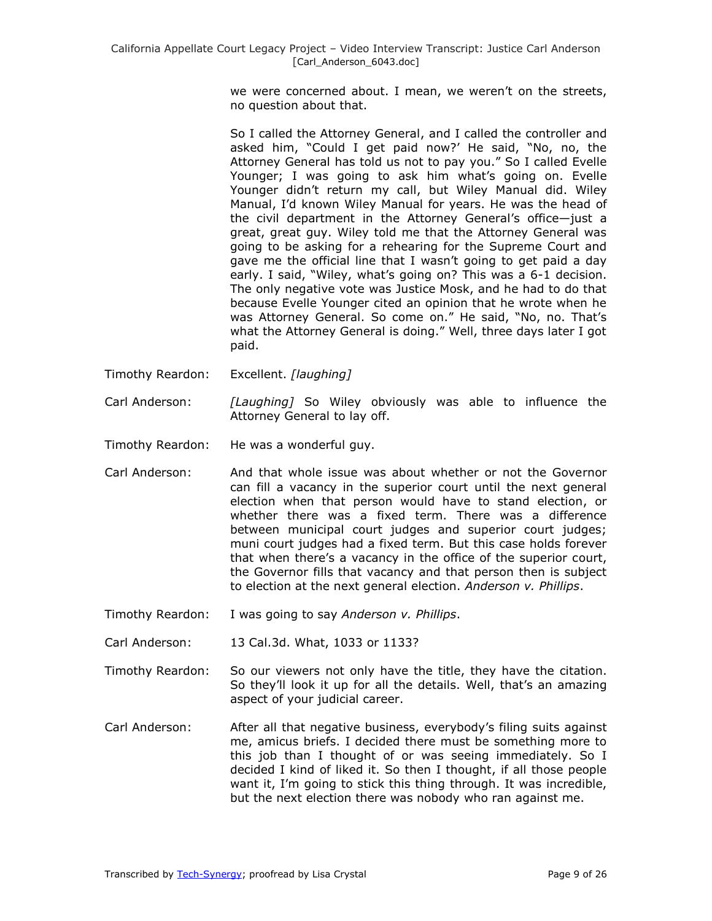we were concerned about. I mean, we weren't on the streets, no question about that.

So I called the Attorney General, and I called the controller and asked him, "Could I get paid now?' He said, "No, no, the Attorney General has told us not to pay you." So I called Evelle Younger; I was going to ask him what's going on. Evelle Younger didn't return my call, but Wiley Manual did. Wiley Manual, I'd known Wiley Manual for years. He was the head of the civil department in the Attorney General's office—just a great, great guy. Wiley told me that the Attorney General was going to be asking for a rehearing for the Supreme Court and gave me the official line that I wasn't going to get paid a day early. I said, "Wiley, what's going on? This was a 6-1 decision. The only negative vote was Justice Mosk, and he had to do that because Evelle Younger cited an opinion that he wrote when he was Attorney General. So come on." He said, "No, no. That's what the Attorney General is doing." Well, three days later I got paid.

Timothy Reardon: Excellent. *[laughing]*

Carl Anderson: *[Laughing]* So Wiley obviously was able to influence the Attorney General to lay off.

Timothy Reardon: He was a wonderful guy.

Carl Anderson: And that whole issue was about whether or not the Governor can fill a vacancy in the superior court until the next general election when that person would have to stand election, or whether there was a fixed term. There was a difference between municipal court judges and superior court judges; muni court judges had a fixed term. But this case holds forever that when there's a vacancy in the office of the superior court, the Governor fills that vacancy and that person then is subject to election at the next general election. *Anderson v. Phillips*.

Timothy Reardon: I was going to say *Anderson v. Phillips*.

Carl Anderson: 13 Cal.3d. What, 1033 or 1133?

Timothy Reardon: So our viewers not only have the title, they have the citation. So they'll look it up for all the details. Well, that's an amazing aspect of your judicial career.

Carl Anderson: After all that negative business, everybody's filing suits against me, amicus briefs. I decided there must be something more to this job than I thought of or was seeing immediately. So I decided I kind of liked it. So then I thought, if all those people want it, I'm going to stick this thing through. It was incredible, but the next election there was nobody who ran against me.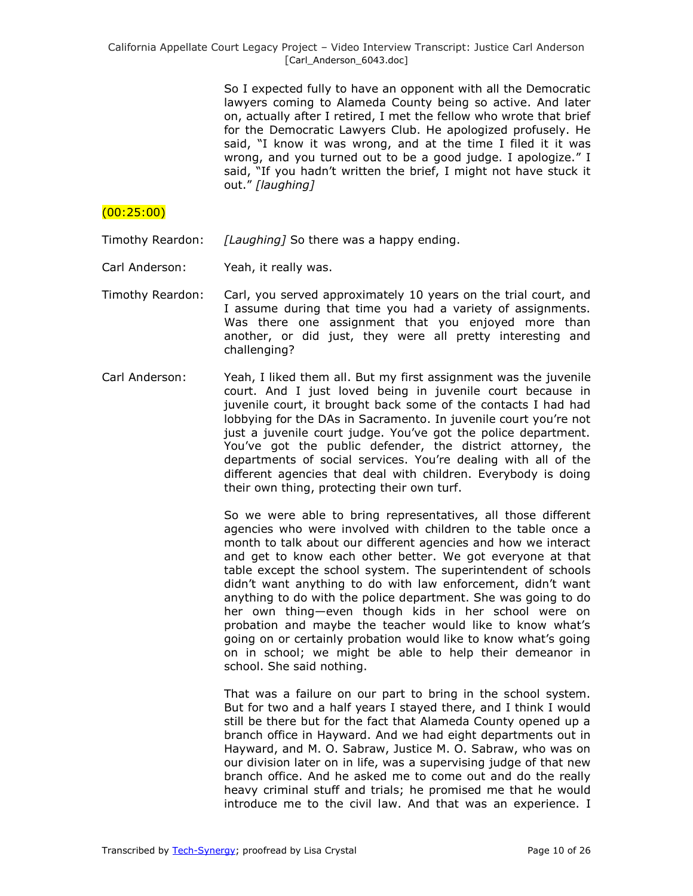So I expected fully to have an opponent with all the Democratic lawyers coming to Alameda County being so active. And later on, actually after I retired, I met the fellow who wrote that brief for the Democratic Lawyers Club. He apologized profusely. He said, "I know it was wrong, and at the time I filed it it was wrong, and you turned out to be a good judge. I apologize." I said, "If you hadn't written the brief, I might not have stuck it out." *[laughing]*

(00:25:00)

Timothy Reardon: *[Laughing]* So there was a happy ending.

Carl Anderson: Yeah, it really was.

Timothy Reardon: Carl, you served approximately 10 years on the trial court, and I assume during that time you had a variety of assignments. Was there one assignment that you enjoyed more than another, or did just, they were all pretty interesting and challenging?

Carl Anderson: Yeah, I liked them all. But my first assignment was the juvenile court. And I just loved being in juvenile court because in juvenile court, it brought back some of the contacts I had had lobbying for the DAs in Sacramento. In juvenile court you're not just a juvenile court judge. You've got the police department. You've got the public defender, the district attorney, the departments of social services. You're dealing with all of the different agencies that deal with children. Everybody is doing their own thing, protecting their own turf.

So we were able to bring representatives, all those different agencies who were involved with children to the table once a month to talk about our different agencies and how we interact and get to know each other better. We got everyone at that table except the school system. The superintendent of schools didn't want anything to do with law enforcement, didn't want anything to do with the police department. She was going to do her own thing—even though kids in her school were on probation and maybe the teacher would like to know what's going on or certainly probation would like to know what's going on in school; we might be able to help their demeanor in school. She said nothing.

That was a failure on our part to bring in the school system. But for two and a half years I stayed there, and I think I would still be there but for the fact that Alameda County opened up a branch office in Hayward. And we had eight departments out in Hayward, and M. O. Sabraw, Justice M. O. Sabraw, who was on our division later on in life, was a supervising judge of that new branch office. And he asked me to come out and do the really heavy criminal stuff and trials; he promised me that he would introduce me to the civil law. And that was an experience. I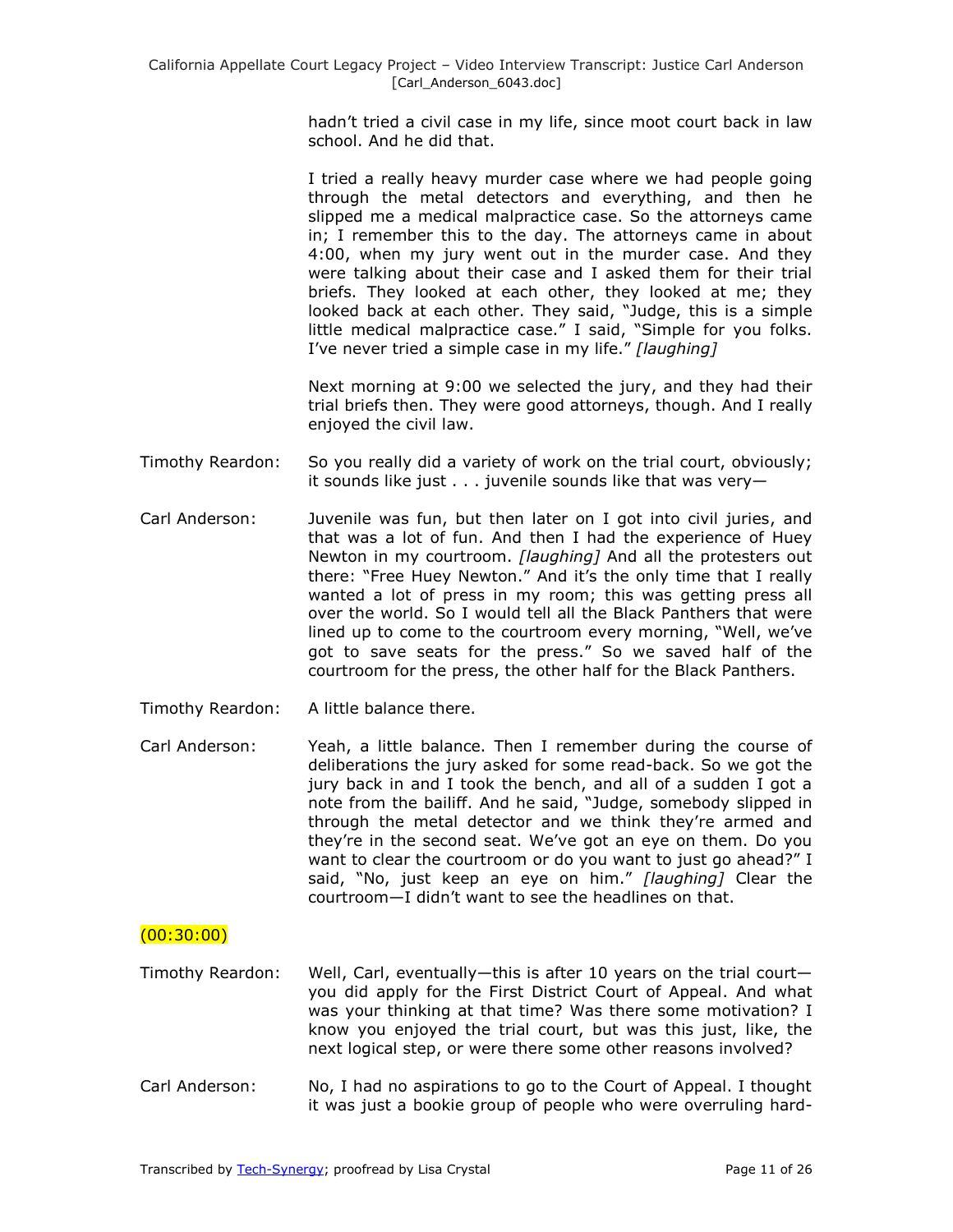hadn't tried a civil case in my life, since moot court back in law school. And he did that.

I tried a really heavy murder case where we had people going through the metal detectors and everything, and then he slipped me a medical malpractice case. So the attorneys came in; I remember this to the day. The attorneys came in about 4:00, when my jury went out in the murder case. And they were talking about their case and I asked them for their trial briefs. They looked at each other, they looked at me; they looked back at each other. They said, "Judge, this is a simple little medical malpractice case." I said, "Simple for you folks. I've never tried a simple case in my life." *[laughing]*

Next morning at 9:00 we selected the jury, and they had their trial briefs then. They were good attorneys, though. And I really enjoyed the civil law.

Timothy Reardon: So you really did a variety of work on the trial court, obviously; it sounds like just . . . juvenile sounds like that was very—

Carl Anderson: Juvenile was fun, but then later on I got into civil juries, and that was a lot of fun. And then I had the experience of Huey Newton in my courtroom. *[laughing]* And all the protesters out there: "Free Huey Newton." And it's the only time that I really wanted a lot of press in my room; this was getting press all over the world. So I would tell all the Black Panthers that were lined up to come to the courtroom every morning, "Well, we've got to save seats for the press." So we saved half of the courtroom for the press, the other half for the Black Panthers.

Timothy Reardon: A little balance there.

Carl Anderson: Yeah, a little balance. Then I remember during the course of deliberations the jury asked for some read-back. So we got the jury back in and I took the bench, and all of a sudden I got a note from the bailiff. And he said, "Judge, somebody slipped in through the metal detector and we think they're armed and they're in the second seat. We've got an eye on them. Do you want to clear the courtroom or do you want to just go ahead?" I said, "No, just keep an eye on him." *[laughing]* Clear the courtroom—I didn't want to see the headlines on that.

(00:30:00)

Timothy Reardon: Well, Carl, eventually—this is after 10 years on the trial court—you did apply for the First District Court of Appeal. And what was your thinking at that time? Was there some motivation? I know you enjoyed the trial court, but was this just, like, the next logical step, or were there some other reasons involved?

Carl Anderson: No, I had no aspirations to go to the Court of Appeal. I thought it was just a bookie group of people who were overruling hard-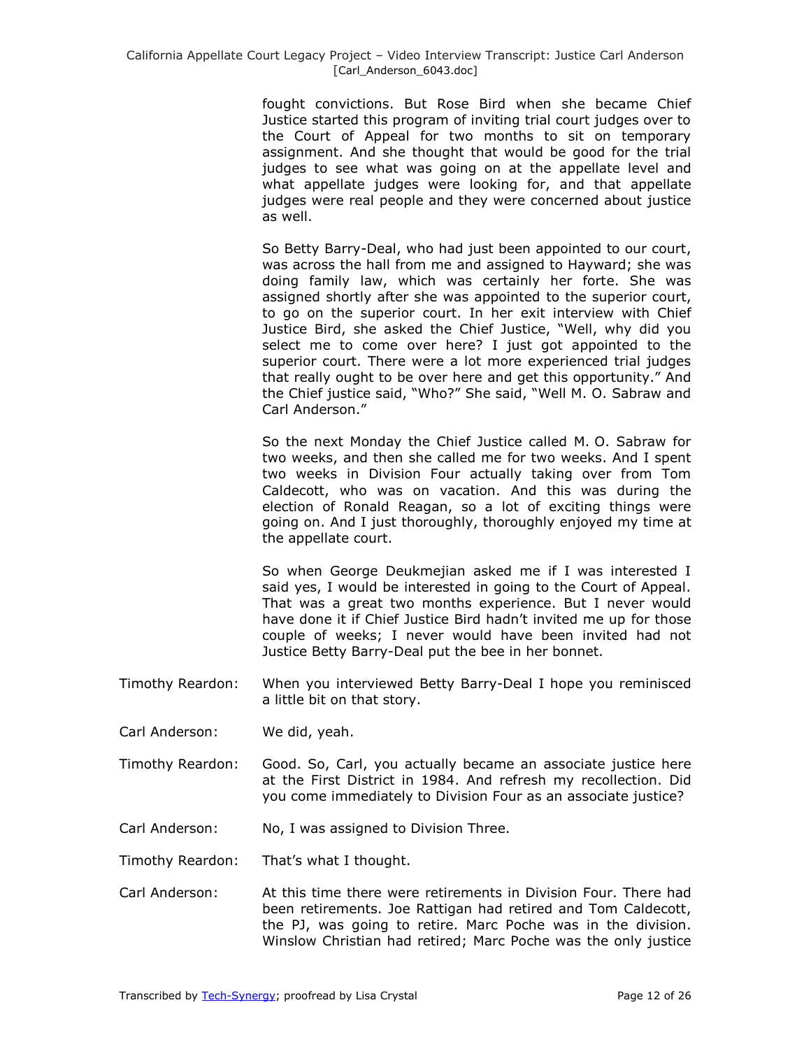fought convictions. But Rose Bird when she became Chief Justice started this program of inviting trial court judges over to the Court of Appeal for two months to sit on temporary assignment. And she thought that would be good for the trial judges to see what was going on at the appellate level and what appellate judges were looking for, and that appellate judges were real people and they were concerned about justice as well.

So Betty Barry-Deal, who had just been appointed to our court, was across the hall from me and assigned to Hayward; she was doing family law, which was certainly her forte. She was assigned shortly after she was appointed to the superior court, to go on the superior court. In her exit interview with Chief Justice Bird, she asked the Chief Justice, "Well, why did you select me to come over here? I just got appointed to the superior court. There were a lot more experienced trial judges that really ought to be over here and get this opportunity." And the Chief justice said, "Who?" She said, "Well M. O. Sabraw and Carl Anderson."

So the next Monday the Chief Justice called M. O. Sabraw for two weeks, and then she called me for two weeks. And I spent two weeks in Division Four actually taking over from Tom Caldecott, who was on vacation. And this was during the election of Ronald Reagan, so a lot of exciting things were going on. And I just thoroughly, thoroughly enjoyed my time at the appellate court.

So when George Deukmejian asked me if I was interested I said yes, I would be interested in going to the Court of Appeal. That was a great two months experience. But I never would have done it if Chief Justice Bird hadn't invited me up for those couple of weeks; I never would have been invited had not Justice Betty Barry-Deal put the bee in her bonnet.

Timothy Reardon: When you interviewed Betty Barry-Deal I hope you reminisced a little bit on that story.

Carl Anderson: We did, yeah.

Timothy Reardon: Good. So, Carl, you actually became an associate justice here at the First District in 1984. And refresh my recollection. Did you come immediately to Division Four as an associate justice?

Carl Anderson: No, I was assigned to Division Three.

Timothy Reardon: That's what I thought.

Carl Anderson: At this time there were retirements in Division Four. There had been retirements. Joe Rattigan had retired and Tom Caldecott, the PJ, was going to retire. Marc Poche was in the division. Winslow Christian had retired; Marc Poche was the only justice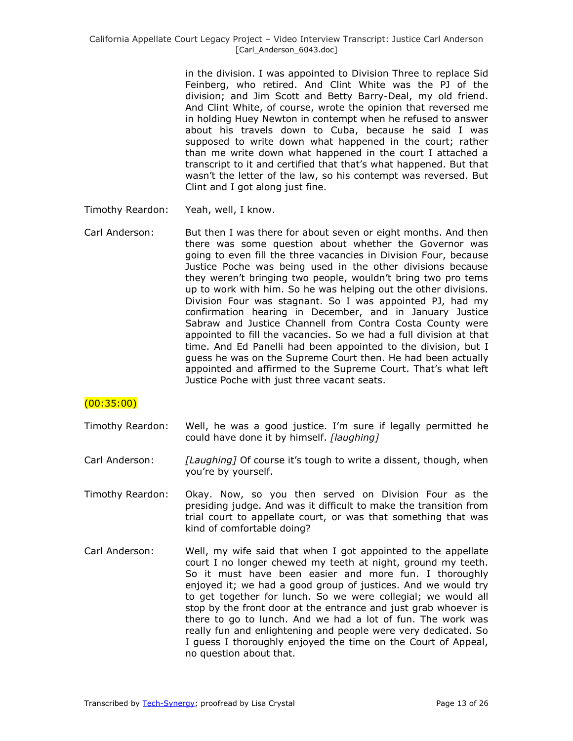in the division. I was appointed to Division Three to replace Sid Feinberg, who retired. And Clint White was the PJ of the division; and Jim Scott and Betty Barry-Deal, my old friend. And Clint White, of course, wrote the opinion that reversed me in holding Huey Newton in contempt when he refused to answer about his travels down to Cuba, because he said I was supposed to write down what happened in the court; rather than me write down what happened in the court I attached a transcript to it and certified that that's what happened. But that wasn't the letter of the law, so his contempt was reversed. But Clint and I got along just fine.

Timothy Reardon: Yeah, well, I know.

Carl Anderson: But then I was there for about seven or eight months. And then there was some question about whether the Governor was going to even fill the three vacancies in Division Four, because Justice Poche was being used in the other divisions because they weren't bringing two people, wouldn't bring two pro tems up to work with him. So he was helping out the other divisions. Division Four was stagnant. So I was appointed PJ, had my confirmation hearing in December, and in January Justice Sabraw and Justice Channell from Contra Costa County were appointed to fill the vacancies. So we had a full division at that time. And Ed Panelli had been appointed to the division, but I guess he was on the Supreme Court then. He had been actually appointed and affirmed to the Supreme Court. That's what left Justice Poche with just three vacant seats.

(00:35:00)

Timothy Reardon: Well, he was a good justice. I'm sure if legally permitted he could have done it by himself. *[laughing]*

Carl Anderson: *[Laughing]* Of course it's tough to write a dissent, though, when you're by yourself.

Timothy Reardon: Okay. Now, so you then served on Division Four as the presiding judge. And was it difficult to make the transition from trial court to appellate court, or was that something that was kind of comfortable doing?

Carl Anderson: Well, my wife said that when I got appointed to the appellate court I no longer chewed my teeth at night, ground my teeth. So it must have been easier and more fun. I thoroughly enjoyed it; we had a good group of justices. And we would try to get together for lunch. So we were collegial; we would all stop by the front door at the entrance and just grab whoever is there to go to lunch. And we had a lot of fun. The work was really fun and enlightening and people were very dedicated. So I guess I thoroughly enjoyed the time on the Court of Appeal, no question about that.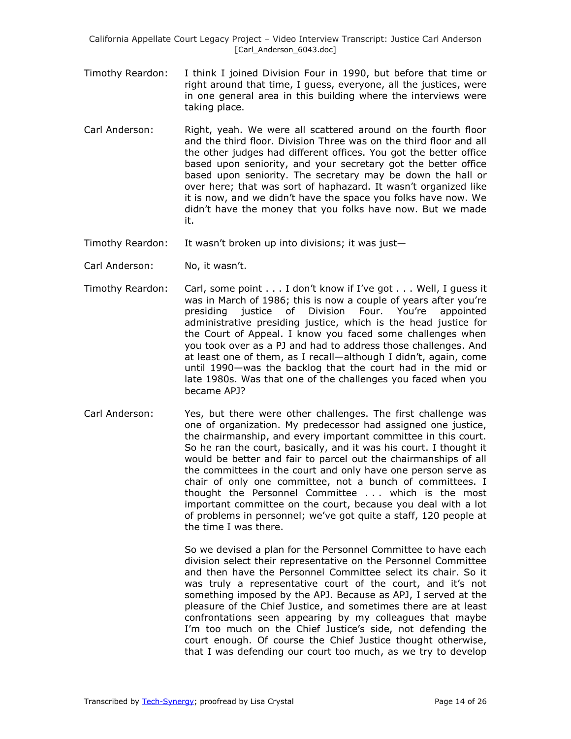Timothy Reardon: I think I joined Division Four in 1990, but before that time or right around that time, I guess, everyone, all the justices, were in one general area in this building where the interviews were taking place.

Carl Anderson: Right, yeah. We were all scattered around on the fourth floor and the third floor. Division Three was on the third floor and all the other judges had different offices. You got the better office based upon seniority, and your secretary got the better office based upon seniority. The secretary may be down the hall or over here; that was sort of haphazard. It wasn't organized like it is now, and we didn't have the space you folks have now. We didn't have the money that you folks have now. But we made it.

Timothy Reardon: It wasn't broken up into divisions; it was just—

Carl Anderson: No, it wasn't.

Timothy Reardon: Carl, some point . . . I don't know if I've got . . . Well, I guess it was in March of 1986; this is now a couple of years after you're presiding justice of Division Four. You're appointed administrative presiding justice, which is the head justice for the Court of Appeal. I know you faced some challenges when you took over as a PJ and had to address those challenges. And at least one of them, as I recall—although I didn't, again, come until 1990—was the backlog that the court had in the mid or late 1980s. Was that one of the challenges you faced when you became APJ?

Carl Anderson: Yes, but there were other challenges. The first challenge was one of organization. My predecessor had assigned one justice, the chairmanship, and every important committee in this court. So he ran the court, basically, and it was his court. I thought it would be better and fair to parcel out the chairmanships of all the committees in the court and only have one person serve as chair of only one committee, not a bunch of committees. I thought the Personnel Committee . . . which is the most important committee on the court, because you deal with a lot of problems in personnel; we've got quite a staff, 120 people at the time I was there.

So we devised a plan for the Personnel Committee to have each division select their representative on the Personnel Committee and then have the Personnel Committee select its chair. So it was truly a representative court of the court, and it's not something imposed by the APJ. Because as APJ, I served at the pleasure of the Chief Justice, and sometimes there are at least confrontations seen appearing by my colleagues that maybe I'm too much on the Chief Justice's side, not defending the court enough. Of course the Chief Justice thought otherwise, that I was defending our court too much, as we try to develop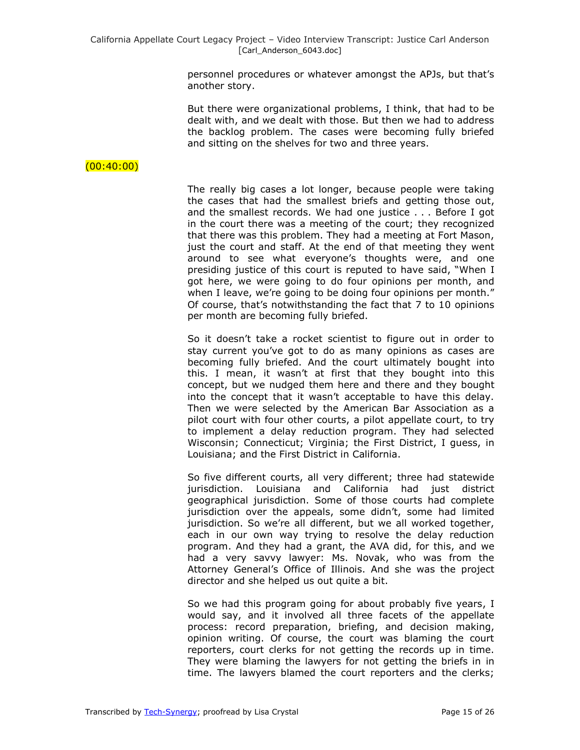personnel procedures or whatever amongst the APJs, but that's another story.

But there were organizational problems, I think, that had to be dealt with, and we dealt with those. But then we had to address the backlog problem. The cases were becoming fully briefed and sitting on the shelves for two and three years.

(00:40:00)

The really big cases a lot longer, because people were taking the cases that had the smallest briefs and getting those out, and the smallest records. We had one justice . . . Before I got in the court there was a meeting of the court; they recognized that there was this problem. They had a meeting at Fort Mason, just the court and staff. At the end of that meeting they went around to see what everyone's thoughts were, and one presiding justice of this court is reputed to have said, "When I got here, we were going to do four opinions per month, and when I leave, we're going to be doing four opinions per month." Of course, that's notwithstanding the fact that 7 to 10 opinions per month are becoming fully briefed.

So it doesn't take a rocket scientist to figure out in order to stay current you've got to do as many opinions as cases are becoming fully briefed. And the court ultimately bought into this. I mean, it wasn't at first that they bought into this concept, but we nudged them here and there and they bought into the concept that it wasn't acceptable to have this delay. Then we were selected by the American Bar Association as a pilot court with four other courts, a pilot appellate court, to try to implement a delay reduction program. They had selected Wisconsin; Connecticut; Virginia; the First District, I guess, in Louisiana; and the First District in California.

So five different courts, all very different; three had statewide jurisdiction. Louisiana and California had just district geographical jurisdiction. Some of those courts had complete jurisdiction over the appeals, some didn't, some had limited jurisdiction. So we're all different, but we all worked together, each in our own way trying to resolve the delay reduction program. And they had a grant, the AVA did, for this, and we had a very savvy lawyer: Ms. Novak, who was from the Attorney General's Office of Illinois. And she was the project director and she helped us out quite a bit.

So we had this program going for about probably five years, I would say, and it involved all three facets of the appellate process: record preparation, briefing, and decision making, opinion writing. Of course, the court was blaming the court reporters, court clerks for not getting the records up in time. They were blaming the lawyers for not getting the briefs in in time. The lawyers blamed the court reporters and the clerks;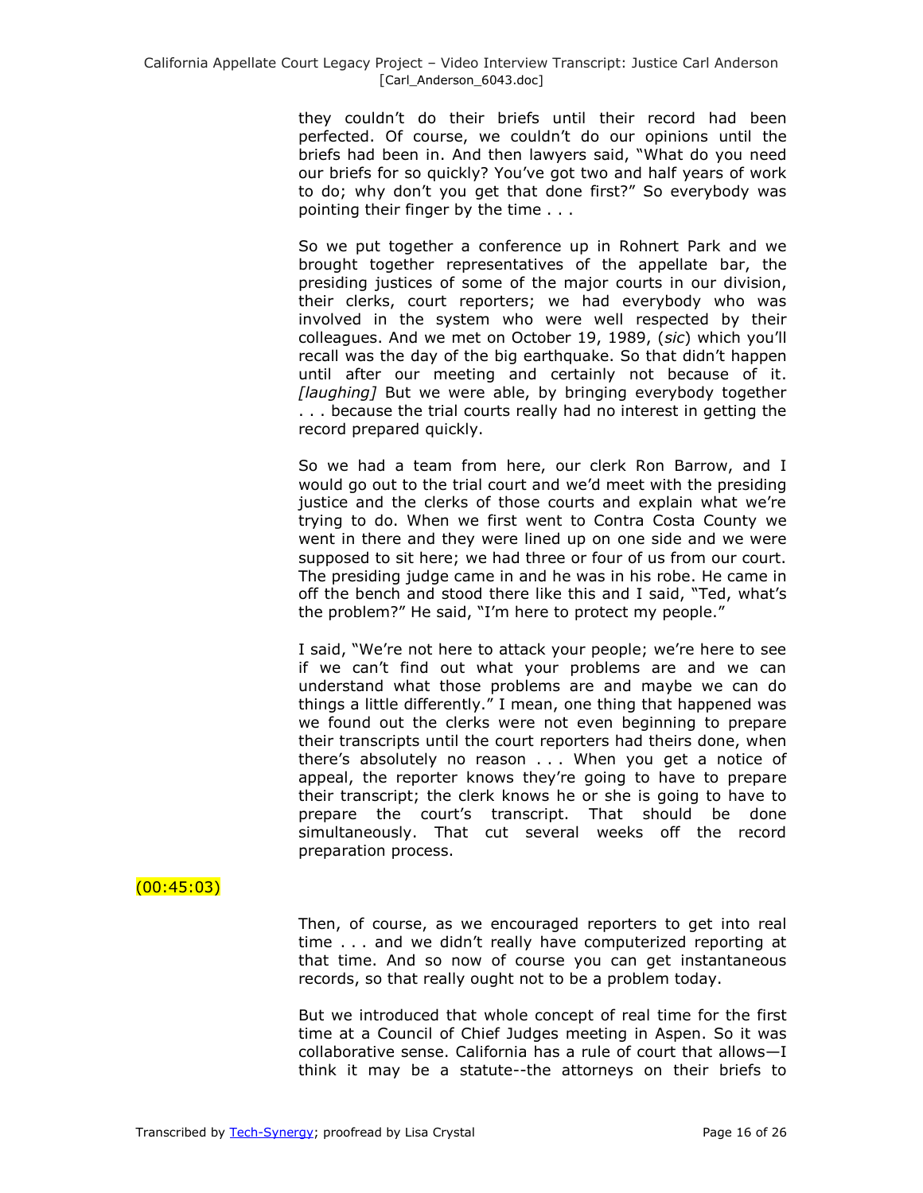they couldn't do their briefs until their record had been perfected. Of course, we couldn't do our opinions until the briefs had been in. And then lawyers said, "What do you need our briefs for so quickly? You've got two and half years of work to do; why don't you get that done first?" So everybody was pointing their finger by the time . . .

So we put together a conference up in Rohnert Park and we brought together representatives of the appellate bar, the presiding justices of some of the major courts in our division, their clerks, court reporters; we had everybody who was involved in the system who were well respected by their colleagues. And we met on October 19, 1989, (*sic*) which you'll recall was the day of the big earthquake. So that didn't happen until after our meeting and certainly not because of it. *[laughing]* But we were able, by bringing everybody together . . . because the trial courts really had no interest in getting the record prepared quickly.

So we had a team from here, our clerk Ron Barrow, and I would go out to the trial court and we'd meet with the presiding justice and the clerks of those courts and explain what we're trying to do. When we first went to Contra Costa County we went in there and they were lined up on one side and we were supposed to sit here; we had three or four of us from our court. The presiding judge came in and he was in his robe. He came in off the bench and stood there like this and I said, "Ted, what's the problem?" He said, "I'm here to protect my people."

I said, "We're not here to attack your people; we're here to see if we can't find out what your problems are and we can understand what those problems are and maybe we can do things a little differently." I mean, one thing that happened was we found out the clerks were not even beginning to prepare their transcripts until the court reporters had theirs done, when there's absolutely no reason . . . When you get a notice of appeal, the reporter knows they're going to have to prepare their transcript; the clerk knows he or she is going to have to prepare the court's transcript. That should be done simultaneously. That cut several weeks off the record preparation process.

(00:45:03)

Then, of course, as we encouraged reporters to get into real time . . . and we didn't really have computerized reporting at that time. And so now of course you can get instantaneous records, so that really ought not to be a problem today.

But we introduced that whole concept of real time for the first time at a Council of Chief Judges meeting in Aspen. So it was collaborative sense. California has a rule of court that allows—I think it may be a statute--the attorneys on their briefs to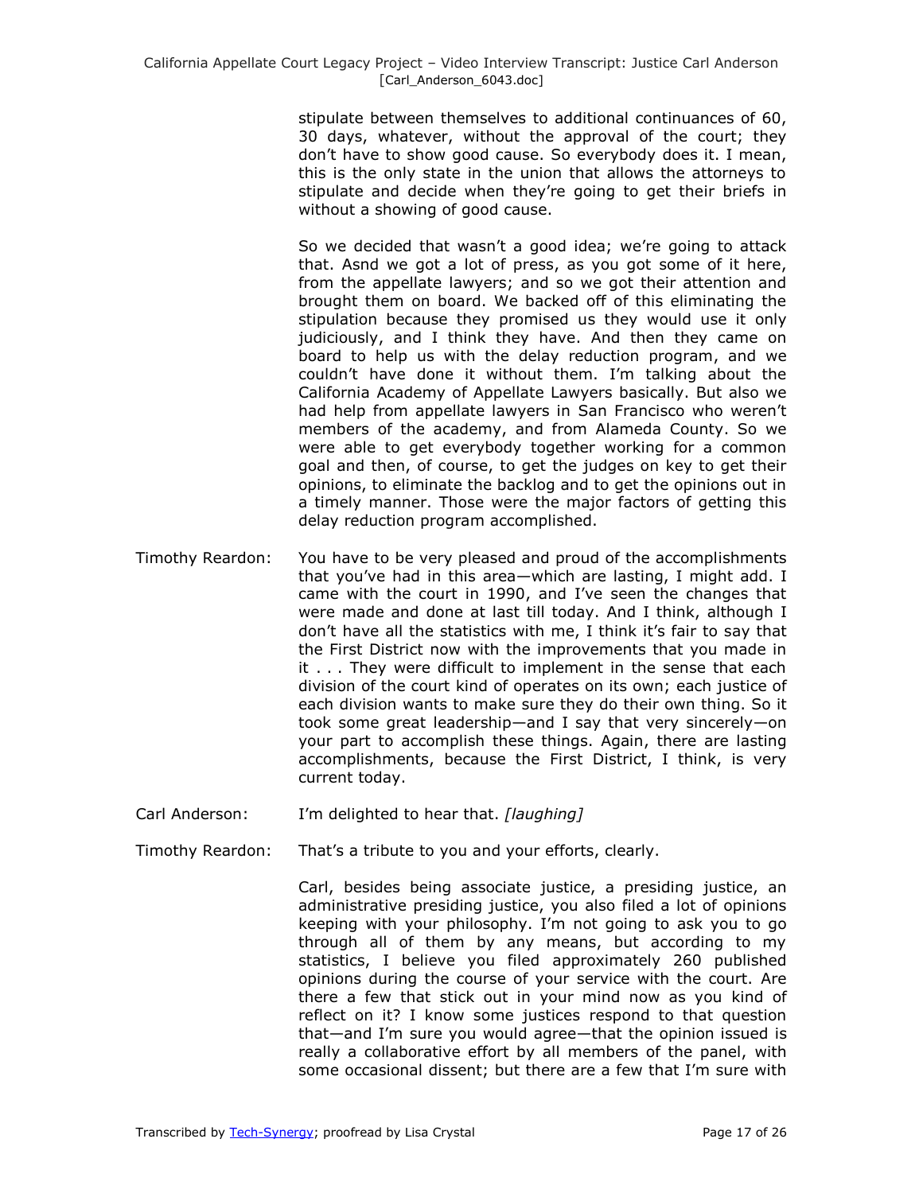stipulate between themselves to additional continuances of 60, 30 days, whatever, without the approval of the court; they don't have to show good cause. So everybody does it. I mean, this is the only state in the union that allows the attorneys to stipulate and decide when they're going to get their briefs in without a showing of good cause.

So we decided that wasn't a good idea; we're going to attack that. Asnd we got a lot of press, as you got some of it here, from the appellate lawyers; and so we got their attention and brought them on board. We backed off of this eliminating the stipulation because they promised us they would use it only judiciously, and I think they have. And then they came on board to help us with the delay reduction program, and we couldn't have done it without them. I'm talking about the California Academy of Appellate Lawyers basically. But also we had help from appellate lawyers in San Francisco who weren't members of the academy, and from Alameda County. So we were able to get everybody together working for a common goal and then, of course, to get the judges on key to get their opinions, to eliminate the backlog and to get the opinions out in a timely manner. Those were the major factors of getting this delay reduction program accomplished.

Timothy Reardon: You have to be very pleased and proud of the accomplishments that you've had in this area—which are lasting, I might add. I came with the court in 1990, and I've seen the changes that were made and done at last till today. And I think, although I don't have all the statistics with me, I think it's fair to say that the First District now with the improvements that you made in it . . . They were difficult to implement in the sense that each division of the court kind of operates on its own; each justice of each division wants to make sure they do their own thing. So it took some great leadership—and I say that very sincerely—on your part to accomplish these things. Again, there are lasting accomplishments, because the First District, I think, is very current today.

Carl Anderson: I'm delighted to hear that. *[laughing]*

Timothy Reardon: That's a tribute to you and your efforts, clearly.

Carl, besides being associate justice, a presiding justice, an administrative presiding justice, you also filed a lot of opinions keeping with your philosophy. I'm not going to ask you to go through all of them by any means, but according to my statistics, I believe you filed approximately 260 published opinions during the course of your service with the court. Are there a few that stick out in your mind now as you kind of reflect on it? I know some justices respond to that question that—and I'm sure you would agree—that the opinion issued is really a collaborative effort by all members of the panel, with some occasional dissent; but there are a few that I'm sure with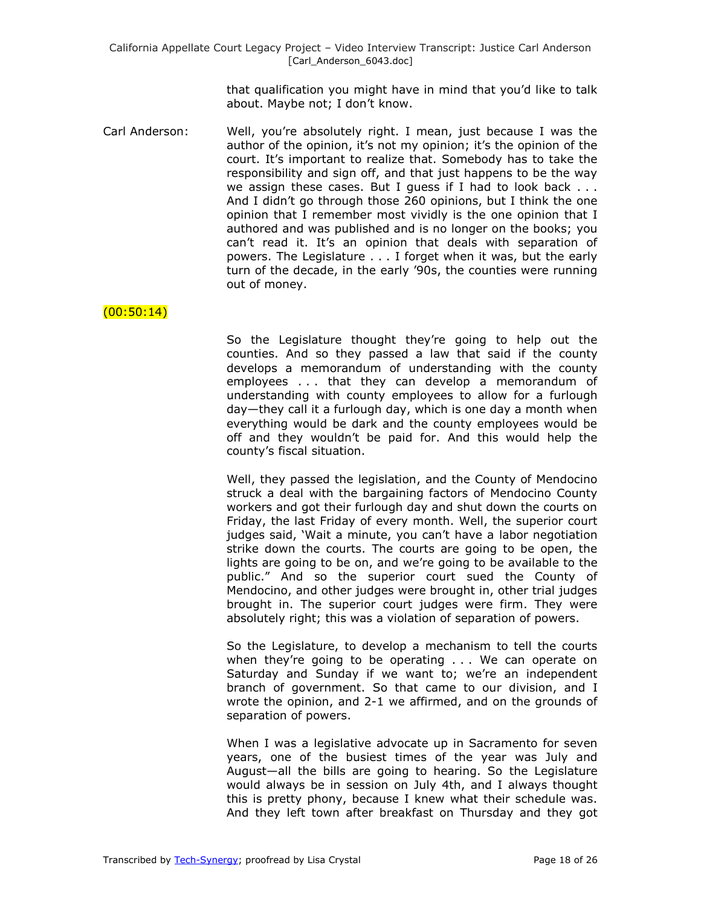that qualification you might have in mind that you'd like to talk about. Maybe not; I don't know.

Carl Anderson: Well, you're absolutely right. I mean, just because I was the author of the opinion, it's not my opinion; it's the opinion of the court. It's important to realize that. Somebody has to take the responsibility and sign off, and that just happens to be the way we assign these cases. But I guess if I had to look back . . . And I didn't go through those 260 opinions, but I think the one opinion that I remember most vividly is the one opinion that I authored and was published and is no longer on the books; you can't read it. It's an opinion that deals with separation of powers. The Legislature . . . I forget when it was, but the early turn of the decade, in the early '90s, the counties were running out of money.

(00:50:14)

So the Legislature thought they're going to help out the counties. And so they passed a law that said if the county develops a memorandum of understanding with the county employees . . . that they can develop a memorandum of understanding with county employees to allow for a furlough day—they call it a furlough day, which is one day a month when everything would be dark and the county employees would be off and they wouldn't be paid for. And this would help the county's fiscal situation.

Well, they passed the legislation, and the County of Mendocino struck a deal with the bargaining factors of Mendocino County workers and got their furlough day and shut down the courts on Friday, the last Friday of every month. Well, the superior court judges said, 'Wait a minute, you can't have a labor negotiation strike down the courts. The courts are going to be open, the lights are going to be on, and we're going to be available to the public." And so the superior court sued the County of Mendocino, and other judges were brought in, other trial judges brought in. The superior court judges were firm. They were absolutely right; this was a violation of separation of powers.

So the Legislature, to develop a mechanism to tell the courts when they're going to be operating . . . We can operate on Saturday and Sunday if we want to; we're an independent branch of government. So that came to our division, and I wrote the opinion, and 2-1 we affirmed, and on the grounds of separation of powers.

When I was a legislative advocate up in Sacramento for seven years, one of the busiest times of the year was July and August—all the bills are going to hearing. So the Legislature would always be in session on July 4th, and I always thought this is pretty phony, because I knew what their schedule was. And they left town after breakfast on Thursday and they got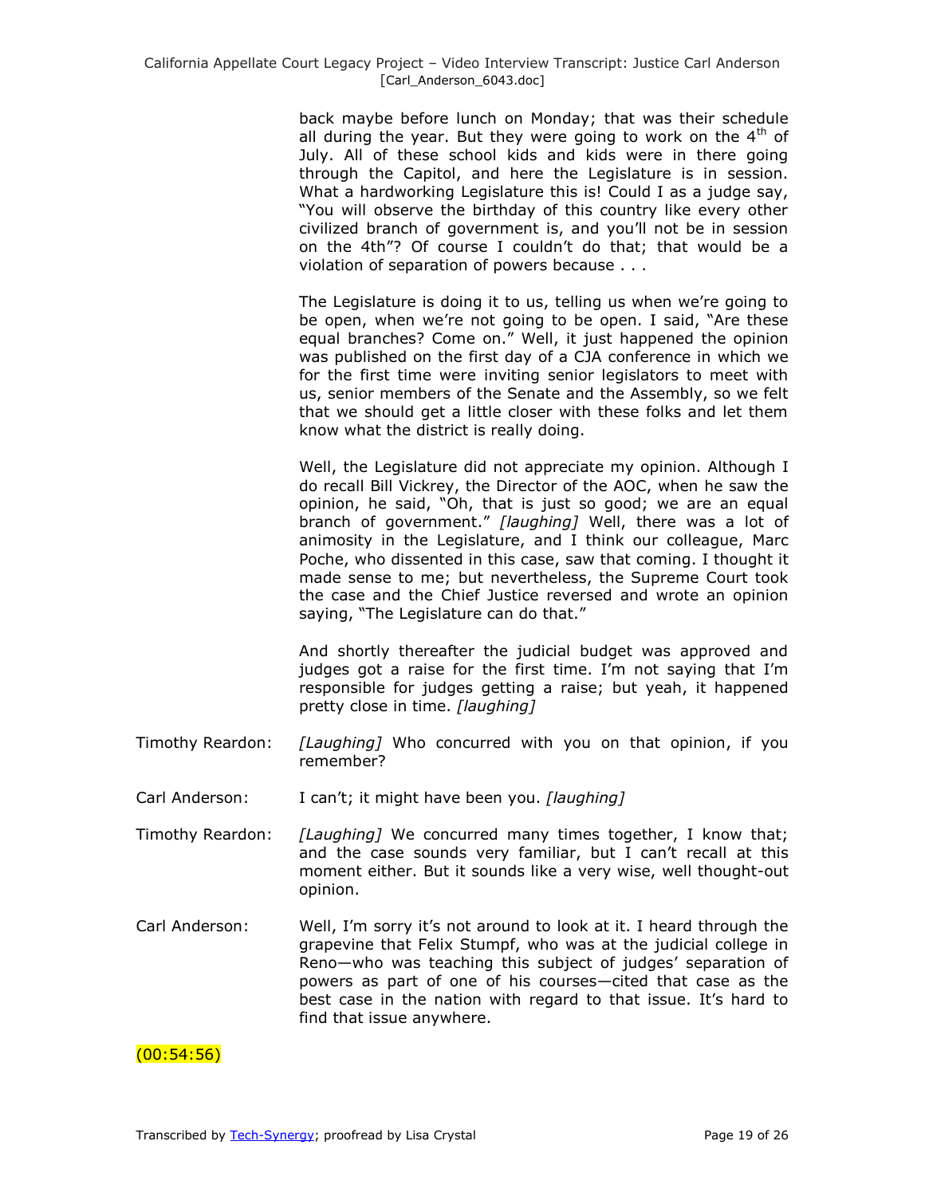back maybe before lunch on Monday; that was their schedule all during the year. But they were going to work on the 4th of July. All of these school kids and kids were in there going through the Capitol, and here the Legislature is in session. What a hardworking Legislature this is! Could I as a judge say, "You will observe the birthday of this country like every other civilized branch of government is, and you'll not be in session on the 4th"? Of course I couldn't do that; that would be a violation of separation of powers because . . .

The Legislature is doing it to us, telling us when we're going to be open, when we're not going to be open. I said, "Are these equal branches? Come on." Well, it just happened the opinion was published on the first day of a CJA conference in which we for the first time were inviting senior legislators to meet with us, senior members of the Senate and the Assembly, so we felt that we should get a little closer with these folks and let them know what the district is really doing.

Well, the Legislature did not appreciate my opinion. Although I do recall Bill Vickrey, the Director of the AOC, when he saw the opinion, he said, "Oh, that is just so good; we are an equal branch of government." *[laughing]* Well, there was a lot of animosity in the Legislature, and I think our colleague, Marc Poche, who dissented in this case, saw that coming. I thought it made sense to me; but nevertheless, the Supreme Court took the case and the Chief Justice reversed and wrote an opinion saying, "The Legislature can do that."

And shortly thereafter the judicial budget was approved and judges got a raise for the first time. I'm not saying that I'm responsible for judges getting a raise; but yeah, it happened pretty close in time. *[laughing]*

Timothy Reardon: *[Laughing]* Who concurred with you on that opinion, if you remember?

Carl Anderson: I can't; it might have been you. *[laughing]*

Timothy Reardon: *[Laughing]* We concurred many times together, I know that; and the case sounds very familiar, but I can't recall at this moment either. But it sounds like a very wise, well thought-out opinion.

Carl Anderson: Well, I'm sorry it's not around to look at it. I heard through the grapevine that Felix Stumpf, who was at the judicial college in Reno—who was teaching this subject of judges' separation of powers as part of one of his courses—cited that case as the best case in the nation with regard to that issue. It's hard to find that issue anywhere.

(00:54:56)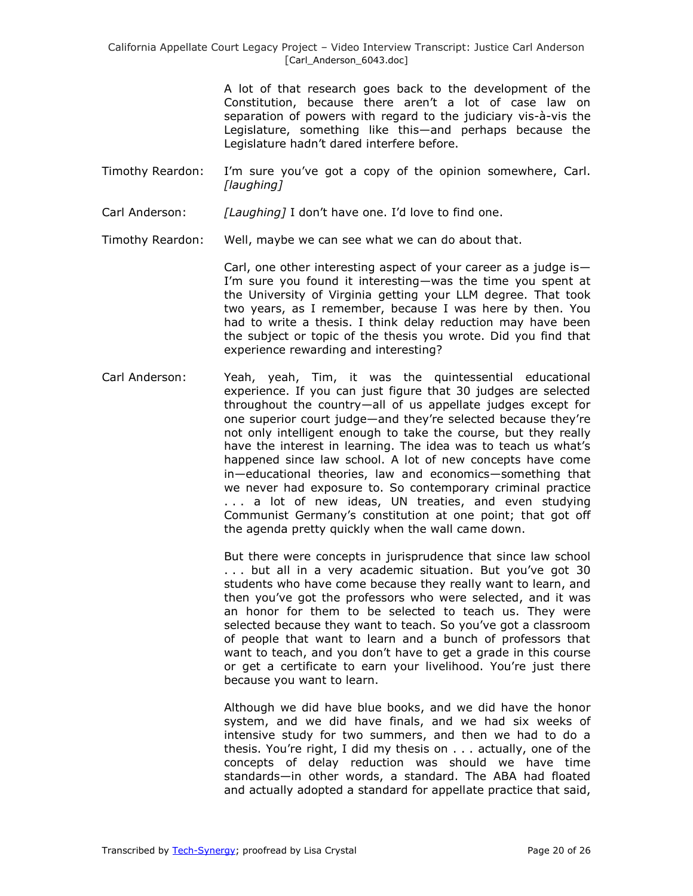A lot of that research goes back to the development of the Constitution, because there aren't a lot of case law on separation of powers with regard to the judiciary vis-à-vis the Legislature, something like this—and perhaps because the Legislature hadn't dared interfere before.

**Timothy Reardon:** I'm sure you've got a copy of the opinion somewhere, Carl. *[laughing]*

**Carl Anderson:** *[Laughing]* I don't have one. I'd love to find one.

**Timothy Reardon:** Well, maybe we can see what we can do about that.

Carl, one other interesting aspect of your career as a judge is—I'm sure you found it interesting—was the time you spent at the University of Virginia getting your LLM degree. That took two years, as I remember, because I was here by then. You had to write a thesis. I think delay reduction may have been the subject or topic of the thesis you wrote. Did you find that experience rewarding and interesting?

**Carl Anderson:** Yeah, yeah, Tim, it was the quintessential educational experience. If you can just figure that 30 judges are selected throughout the country—all of us appellate judges except for one superior court judge—and they're selected because they're not only intelligent enough to take the course, but they really have the interest in learning. The idea was to teach us what's happened since law school. A lot of new concepts have come in—educational theories, law and economics—something that we never had exposure to. So contemporary criminal practice . . . a lot of new ideas, UN treaties, and even studying Communist Germany's constitution at one point; that got off the agenda pretty quickly when the wall came down.

But there were concepts in jurisprudence that since law school . . . but all in a very academic situation. But you've got 30 students who have come because they really want to learn, and then you've got the professors who were selected, and it was an honor for them to be selected to teach us. They were selected because they want to teach. So you've got a classroom of people that want to learn and a bunch of professors that want to teach, and you don't have to get a grade in this course or get a certificate to earn your livelihood. You're just there because you want to learn.

Although we did have blue books, and we did have the honor system, and we did have finals, and we had six weeks of intensive study for two summers, and then we had to do a thesis. You're right, I did my thesis on . . . actually, one of the concepts of delay reduction was should we have time standards—in other words, a standard. The ABA had floated and actually adopted a standard for appellate practice that said,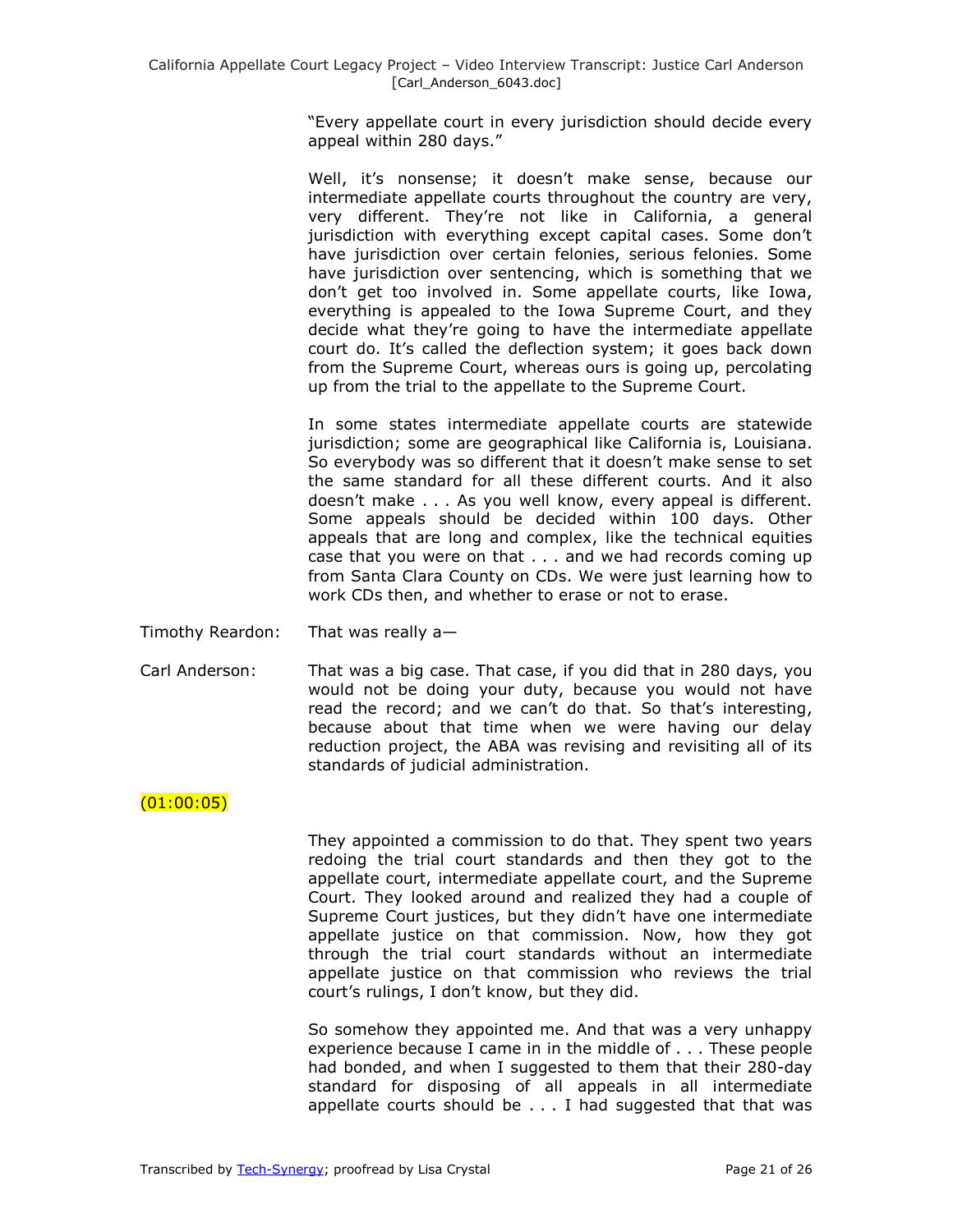"Every appellate court in every jurisdiction should decide every appeal within 280 days."

Well, it's nonsense; it doesn't make sense, because our intermediate appellate courts throughout the country are very, very different. They're not like in California, a general jurisdiction with everything except capital cases. Some don't have jurisdiction over certain felonies, serious felonies. Some have jurisdiction over sentencing, which is something that we don't get too involved in. Some appellate courts, like Iowa, everything is appealed to the Iowa Supreme Court, and they decide what they're going to have the intermediate appellate court do. It's called the deflection system; it goes back down from the Supreme Court, whereas ours is going up, percolating up from the trial to the appellate to the Supreme Court.

In some states intermediate appellate courts are statewide jurisdiction; some are geographical like California is, Louisiana. So everybody was so different that it doesn't make sense to set the same standard for all these different courts. And it also doesn't make . . . As you well know, every appeal is different. Some appeals should be decided within 100 days. Other appeals that are long and complex, like the technical equities case that you were on that . . . and we had records coming up from Santa Clara County on CDs. We were just learning how to work CDs then, and whether to erase or not to erase.

Timothy Reardon: That was really a—

Carl Anderson: That was a big case. That case, if you did that in 280 days, you would not be doing your duty, because you would not have read the record; and we can't do that. So that's interesting, because about that time when we were having our delay reduction project, the ABA was revising and revisiting all of its standards of judicial administration.

(01:00:05)

They appointed a commission to do that. They spent two years redoing the trial court standards and then they got to the appellate court, intermediate appellate court, and the Supreme Court. They looked around and realized they had a couple of Supreme Court justices, but they didn't have one intermediate appellate justice on that commission. Now, how they got through the trial court standards without an intermediate appellate justice on that commission who reviews the trial court's rulings, I don't know, but they did.

So somehow they appointed me. And that was a very unhappy experience because I came in in the middle of . . . These people had bonded, and when I suggested to them that their 280-day standard for disposing of all appeals in all intermediate appellate courts should be . . . I had suggested that that was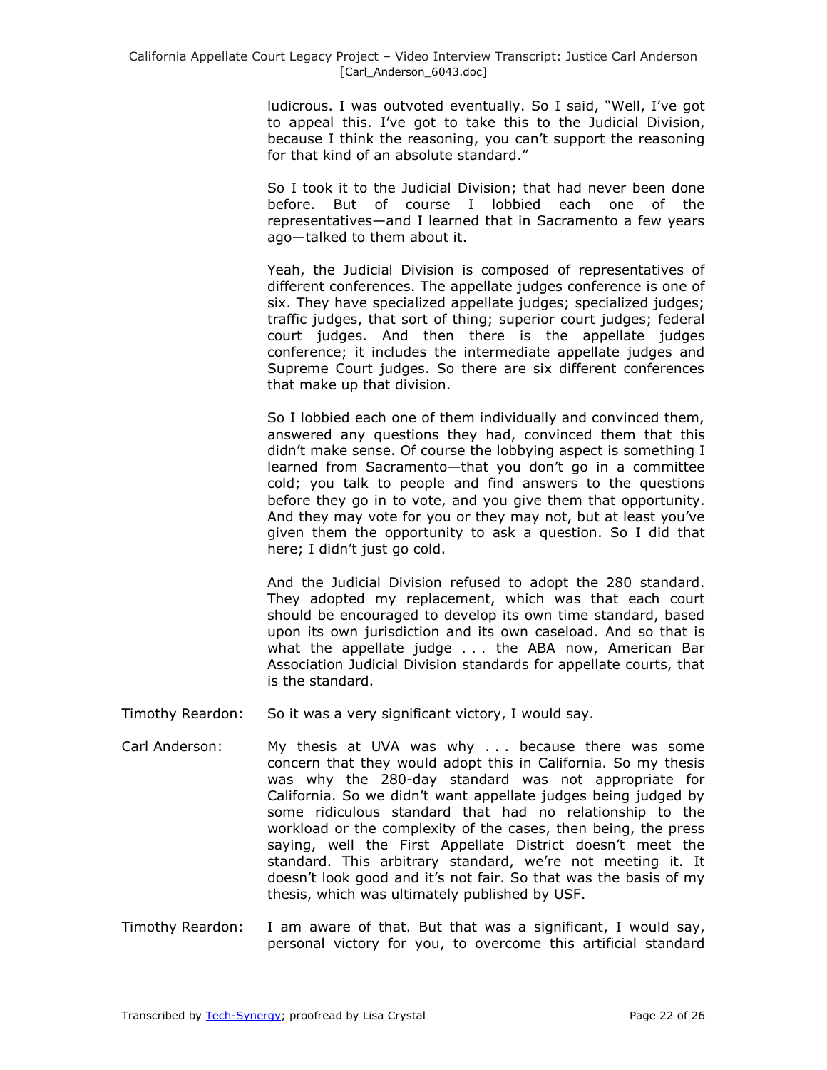ludicrous. I was outvoted eventually. So I said, "Well, I've got to appeal this. I've got to take this to the Judicial Division, because I think the reasoning, you can't support the reasoning for that kind of an absolute standard."

So I took it to the Judicial Division; that had never been done before. But of course I lobbied each one of the representatives—and I learned that in Sacramento a few years ago—talked to them about it.

Yeah, the Judicial Division is composed of representatives of different conferences. The appellate judges conference is one of six. They have specialized appellate judges; specialized judges; traffic judges, that sort of thing; superior court judges; federal court judges. And then there is the appellate judges conference; it includes the intermediate appellate judges and Supreme Court judges. So there are six different conferences that make up that division.

So I lobbied each one of them individually and convinced them, answered any questions they had, convinced them that this didn't make sense. Of course the lobbying aspect is something I learned from Sacramento—that you don't go in a committee cold; you talk to people and find answers to the questions before they go in to vote, and you give them that opportunity. And they may vote for you or they may not, but at least you've given them the opportunity to ask a question. So I did that here; I didn't just go cold.

And the Judicial Division refused to adopt the 280 standard. They adopted my replacement, which was that each court should be encouraged to develop its own time standard, based upon its own jurisdiction and its own caseload. And so that is what the appellate judge . . . the ABA now, American Bar Association Judicial Division standards for appellate courts, that is the standard.

Timothy Reardon: So it was a very significant victory, I would say.

Carl Anderson: My thesis at UVA was why . . . because there was some concern that they would adopt this in California. So my thesis was why the 280-day standard was not appropriate for California. So we didn't want appellate judges being judged by some ridiculous standard that had no relationship to the workload or the complexity of the cases, then being, the press saying, well the First Appellate District doesn't meet the standard. This arbitrary standard, we're not meeting it. It doesn't look good and it's not fair. So that was the basis of my thesis, which was ultimately published by USF.

Timothy Reardon: I am aware of that. But that was a significant, I would say, personal victory for you, to overcome this artificial standard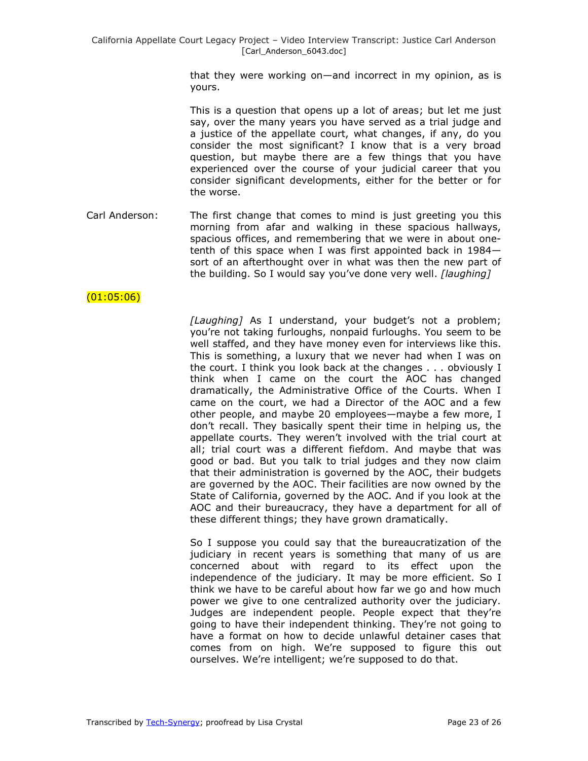that they were working on—and incorrect in my opinion, as is yours.

This is a question that opens up a lot of areas; but let me just say, over the many years you have served as a trial judge and a justice of the appellate court, what changes, if any, do you consider the most significant? I know that is a very broad question, but maybe there are a few things that you have experienced over the course of your judicial career that you consider significant developments, either for the better or for the worse.

Carl Anderson: The first change that comes to mind is just greeting you this morning from afar and walking in these spacious hallways, spacious offices, and remembering that we were in about one-tenth of this space when I was first appointed back in 1984—sort of an afterthought over in what was then the new part of the building. So I would say you've done very well. *[laughing]*

(01:05:06)

*[Laughing]* As I understand, your budget's not a problem; you're not taking furloughs, nonpaid furloughs. You seem to be well staffed, and they have money even for interviews like this. This is something, a luxury that we never had when I was on the court. I think you look back at the changes . . . obviously I think when I came on the court the AOC has changed dramatically, the Administrative Office of the Courts. When I came on the court, we had a Director of the AOC and a few other people, and maybe 20 employees—maybe a few more, I don't recall. They basically spent their time in helping us, the appellate courts. They weren't involved with the trial court at all; trial court was a different fiefdom. And maybe that was good or bad. But you talk to trial judges and they now claim that their administration is governed by the AOC, their budgets are governed by the AOC. Their facilities are now owned by the State of California, governed by the AOC. And if you look at the AOC and their bureaucracy, they have a department for all of these different things; they have grown dramatically.

So I suppose you could say that the bureaucratization of the judiciary in recent years is something that many of us are concerned about with regard to its effect upon the independence of the judiciary. It may be more efficient. So I think we have to be careful about how far we go and how much power we give to one centralized authority over the judiciary. Judges are independent people. People expect that they're going to have their independent thinking. They're not going to have a format on how to decide unlawful detainer cases that comes from on high. We're supposed to figure this out ourselves. We're intelligent; we're supposed to do that.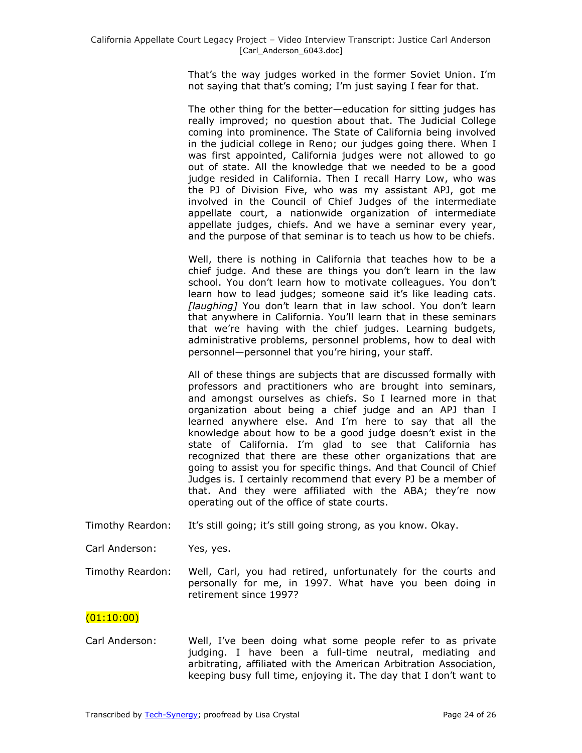That's the way judges worked in the former Soviet Union. I'm not saying that that's coming; I'm just saying I fear for that.

The other thing for the better—education for sitting judges has really improved; no question about that. The Judicial College coming into prominence. The State of California being involved in the judicial college in Reno; our judges going there. When I was first appointed, California judges were not allowed to go out of state. All the knowledge that we needed to be a good judge resided in California. Then I recall Harry Low, who was the PJ of Division Five, who was my assistant APJ, got me involved in the Council of Chief Judges of the intermediate appellate court, a nationwide organization of intermediate appellate judges, chiefs. And we have a seminar every year, and the purpose of that seminar is to teach us how to be chiefs.

Well, there is nothing in California that teaches how to be a chief judge. And these are things you don't learn in the law school. You don't learn how to motivate colleagues. You don't learn how to lead judges; someone said it's like leading cats. *[laughing]* You don't learn that in law school. You don't learn that anywhere in California. You'll learn that in these seminars that we're having with the chief judges. Learning budgets, administrative problems, personnel problems, how to deal with personnel—personnel that you're hiring, your staff.

All of these things are subjects that are discussed formally with professors and practitioners who are brought into seminars, and amongst ourselves as chiefs. So I learned more in that organization about being a chief judge and an APJ than I learned anywhere else. And I'm here to say that all the knowledge about how to be a good judge doesn't exist in the state of California. I'm glad to see that California has recognized that there are these other organizations that are going to assist you for specific things. And that Council of Chief Judges is. I certainly recommend that every PJ be a member of that. And they were affiliated with the ABA; they're now operating out of the office of state courts.

Timothy Reardon: It's still going; it's still going strong, as you know. Okay.

Carl Anderson: Yes, yes.

Timothy Reardon: Well, Carl, you had retired, unfortunately for the courts and personally for me, in 1997. What have you been doing in retirement since 1997?

(01:10:00)

Carl Anderson: Well, I've been doing what some people refer to as private judging. I have been a full-time neutral, mediating and arbitrating, affiliated with the American Arbitration Association, keeping busy full time, enjoying it. The day that I don't want to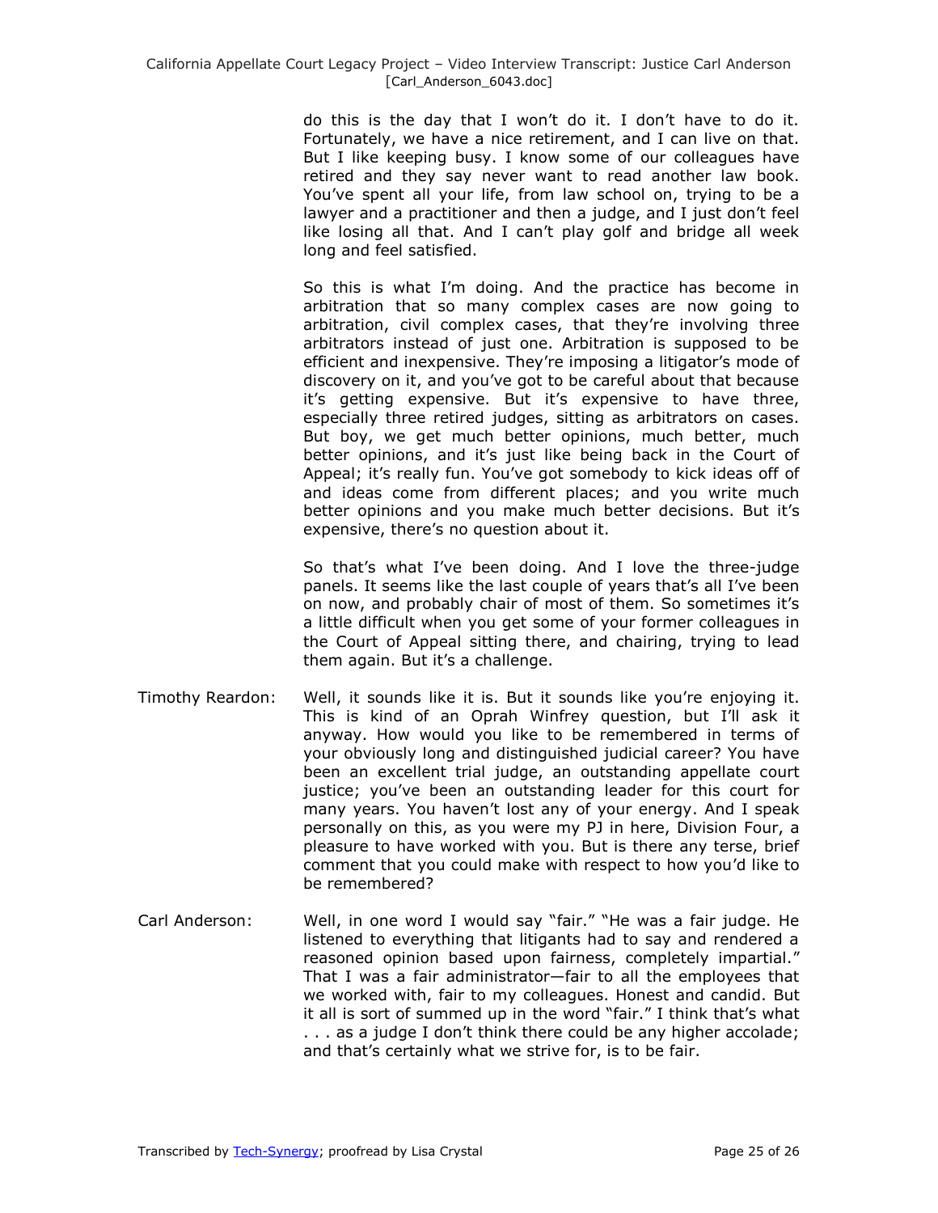do this is the day that I won't do it. I don't have to do it. Fortunately, we have a nice retirement, and I can live on that. But I like keeping busy. I know some of our colleagues have retired and they say never want to read another law book. You've spent all your life, from law school on, trying to be a lawyer and a practitioner and then a judge, and I just don't feel like losing all that. And I can't play golf and bridge all week long and feel satisfied.

So this is what I'm doing. And the practice has become in arbitration that so many complex cases are now going to arbitration, civil complex cases, that they're involving three arbitrators instead of just one. Arbitration is supposed to be efficient and inexpensive. They're imposing a litigator's mode of discovery on it, and you've got to be careful about that because it's getting expensive. But it's expensive to have three, especially three retired judges, sitting as arbitrators on cases. But boy, we get much better opinions, much better, much better opinions, and it's just like being back in the Court of Appeal; it's really fun. You've got somebody to kick ideas off of and ideas come from different places; and you write much better opinions and you make much better decisions. But it's expensive, there's no question about it.

So that's what I've been doing. And I love the three-judge panels. It seems like the last couple of years that's all I've been on now, and probably chair of most of them. So sometimes it's a little difficult when you get some of your former colleagues in the Court of Appeal sitting there, and chairing, trying to lead them again. But it's a challenge.

Timothy Reardon: Well, it sounds like it is. But it sounds like you're enjoying it. This is kind of an Oprah Winfrey question, but I'll ask it anyway. How would you like to be remembered in terms of your obviously long and distinguished judicial career? You have been an excellent trial judge, an outstanding appellate court justice; you've been an outstanding leader for this court for many years. You haven't lost any of your energy. And I speak personally on this, as you were my PJ in here, Division Four, a pleasure to have worked with you. But is there any terse, brief comment that you could make with respect to how you'd like to be remembered?

Carl Anderson: Well, in one word I would say "fair." "He was a fair judge. He listened to everything that litigants had to say and rendered a reasoned opinion based upon fairness, completely impartial." That I was a fair administrator—fair to all the employees that we worked with, fair to my colleagues. Honest and candid. But it all is sort of summed up in the word "fair." I think that's what . . . as a judge I don't think there could be any higher accolade; and that's certainly what we strive for, is to be fair.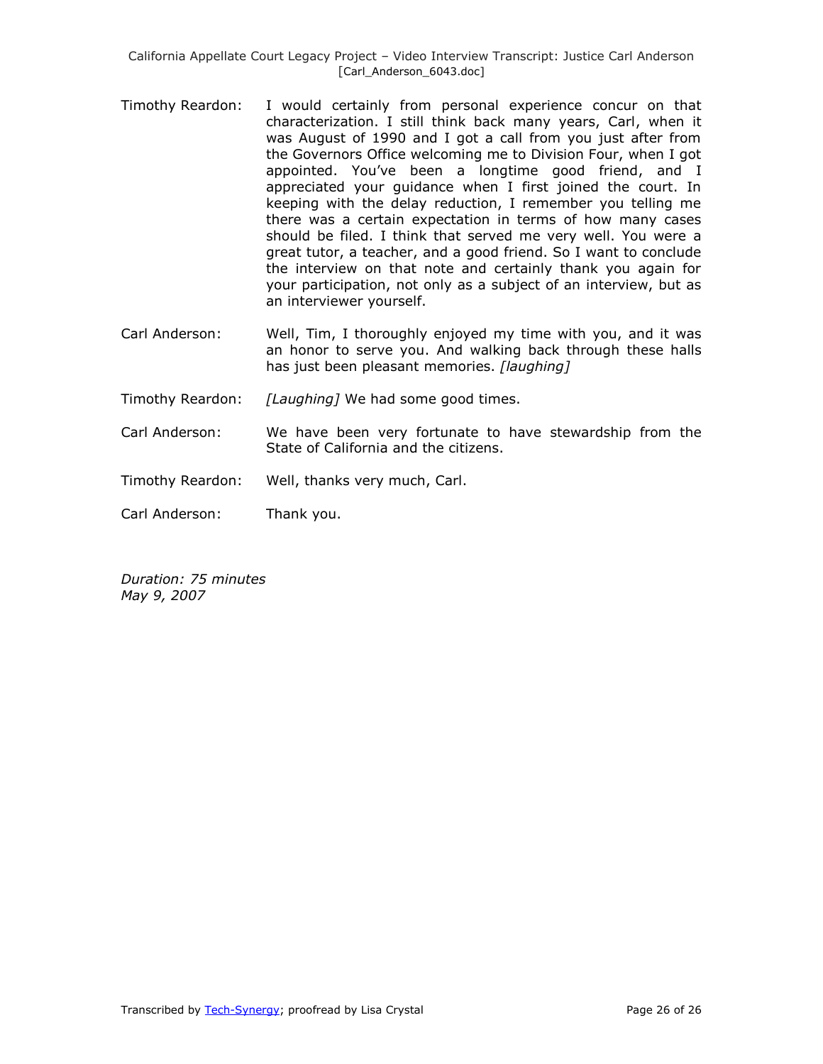Timothy Reardon: I would certainly from personal experience concur on that characterization. I still think back many years, Carl, when it was August of 1990 and I got a call from you just after from the Governors Office welcoming me to Division Four, when I got appointed. You've been a longtime good friend, and I appreciated your guidance when I first joined the court. In keeping with the delay reduction, I remember you telling me there was a certain expectation in terms of how many cases should be filed. I think that served me very well. You were a great tutor, a teacher, and a good friend. So I want to conclude the interview on that note and certainly thank you again for your participation, not only as a subject of an interview, but as an interviewer yourself.

Carl Anderson: Well, Tim, I thoroughly enjoyed my time with you, and it was an honor to serve you. And walking back through these halls has just been pleasant memories. *[laughing]*

Timothy Reardon: *[Laughing]* We had some good times.

Carl Anderson: We have been very fortunate to have stewardship from the State of California and the citizens.

Timothy Reardon: Well, thanks very much, Carl.

Carl Anderson: Thank you.

*Duration: 75 minutes*
*May 9, 2007*